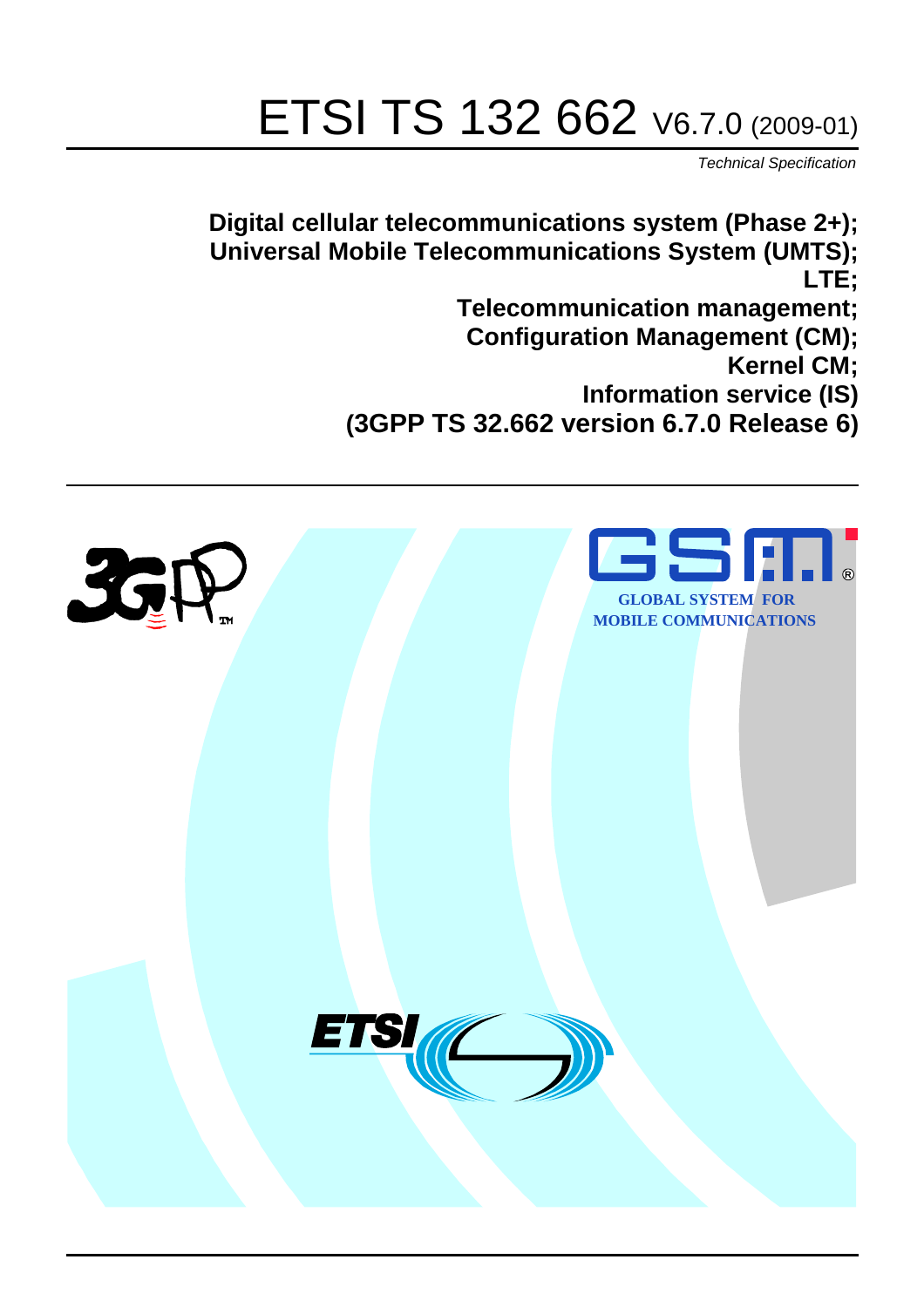# ETSI TS 132 662 V6.7.0 (2009-01)

*Technical Specification*

**Digital cellular telecommunications system (Phase 2+);**
**Universal Mobile Telecommunications System (UMTS);**
**LTE;**
**Telecommunication management;**
**Configuration Management (CM);**
**Kernel CM;**
**Information service (IS)**
**(3GPP TS 32.662 version 6.7.0 Release 6)**

GLOBAL SYSTEM FOR MOBILE COMMUNICATIONS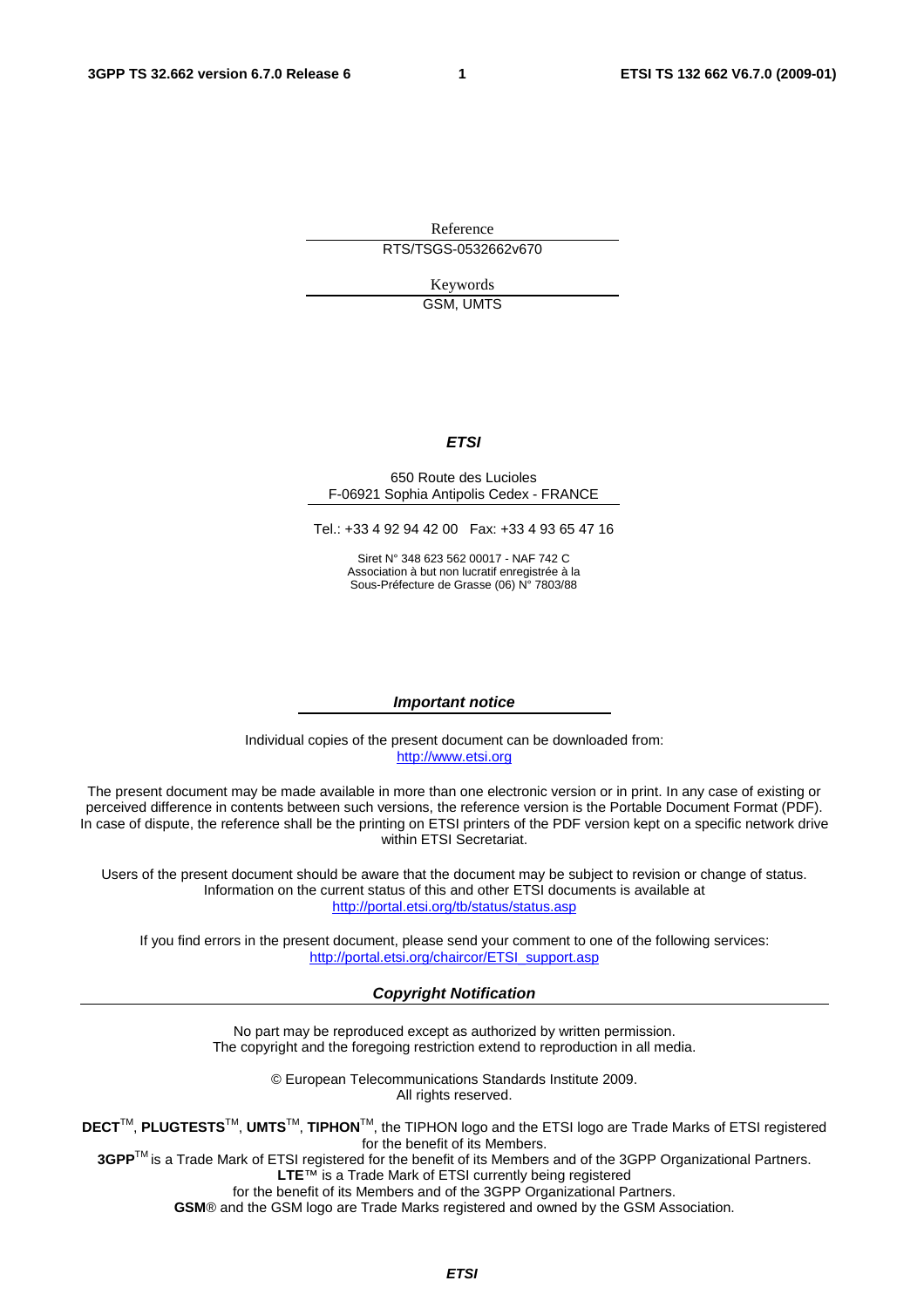Reference

RTS/TSGS-0532662v670

Keywords

GSM, UMTS

***ETSI***

650 Route des Lucioles
F-06921 Sophia Antipolis Cedex - FRANCE

Tel.: +33 4 92 94 42 00 Fax: +33 4 93 65 47 16

Siret N° 348 623 562 00017 - NAF 742 C
Association à but non lucratif enregistrée à la
Sous-Préfecture de Grasse (06) N° 7803/88

***Important notice***

Individual copies of the present document can be downloaded from:
http://www.etsi.org

The present document may be made available in more than one electronic version or in print. In any case of existing or perceived difference in contents between such versions, the reference version is the Portable Document Format (PDF). In case of dispute, the reference shall be the printing on ETSI printers of the PDF version kept on a specific network drive within ETSI Secretariat.

Users of the present document should be aware that the document may be subject to revision or change of status. Information on the current status of this and other ETSI documents is available at
http://portal.etsi.org/tb/status/status.asp

If you find errors in the present document, please send your comment to one of the following services:
http://portal.etsi.org/chaircor/ETSI_support.asp

***Copyright Notification***

No part may be reproduced except as authorized by written permission.
The copyright and the foregoing restriction extend to reproduction in all media.

© European Telecommunications Standards Institute 2009.
All rights reserved.

**DECT**™, **PLUGTESTS**™, **UMTS**™, **TIPHON**™, the TIPHON logo and the ETSI logo are Trade Marks of ETSI registered for the benefit of its Members.
**3GPP**™ is a Trade Mark of ETSI registered for the benefit of its Members and of the 3GPP Organizational Partners.
**LTE**™ is a Trade Mark of ETSI currently being registered
for the benefit of its Members and of the 3GPP Organizational Partners.
**GSM**® and the GSM logo are Trade Marks registered and owned by the GSM Association.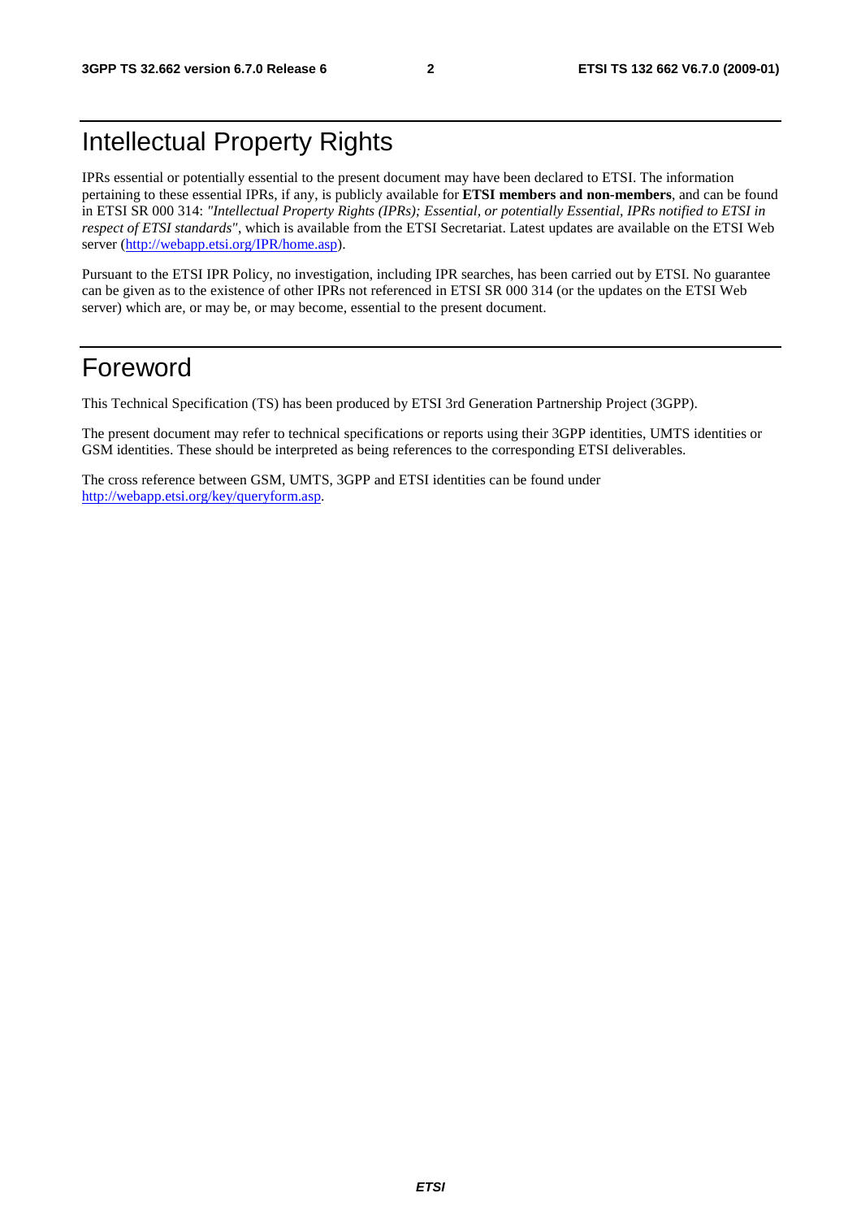# Intellectual Property Rights

IPRs essential or potentially essential to the present document may have been declared to ETSI. The information pertaining to these essential IPRs, if any, is publicly available for **ETSI members and non-members**, and can be found in ETSI SR 000 314: *"Intellectual Property Rights (IPRs); Essential, or potentially Essential, IPRs notified to ETSI in respect of ETSI standards"*, which is available from the ETSI Secretariat. Latest updates are available on the ETSI Web server (http://webapp.etsi.org/IPR/home.asp).

Pursuant to the ETSI IPR Policy, no investigation, including IPR searches, has been carried out by ETSI. No guarantee can be given as to the existence of other IPRs not referenced in ETSI SR 000 314 (or the updates on the ETSI Web server) which are, or may be, or may become, essential to the present document.

# Foreword

This Technical Specification (TS) has been produced by ETSI 3rd Generation Partnership Project (3GPP).

The present document may refer to technical specifications or reports using their 3GPP identities, UMTS identities or GSM identities. These should be interpreted as being references to the corresponding ETSI deliverables.

The cross reference between GSM, UMTS, 3GPP and ETSI identities can be found under http://webapp.etsi.org/key/queryform.asp.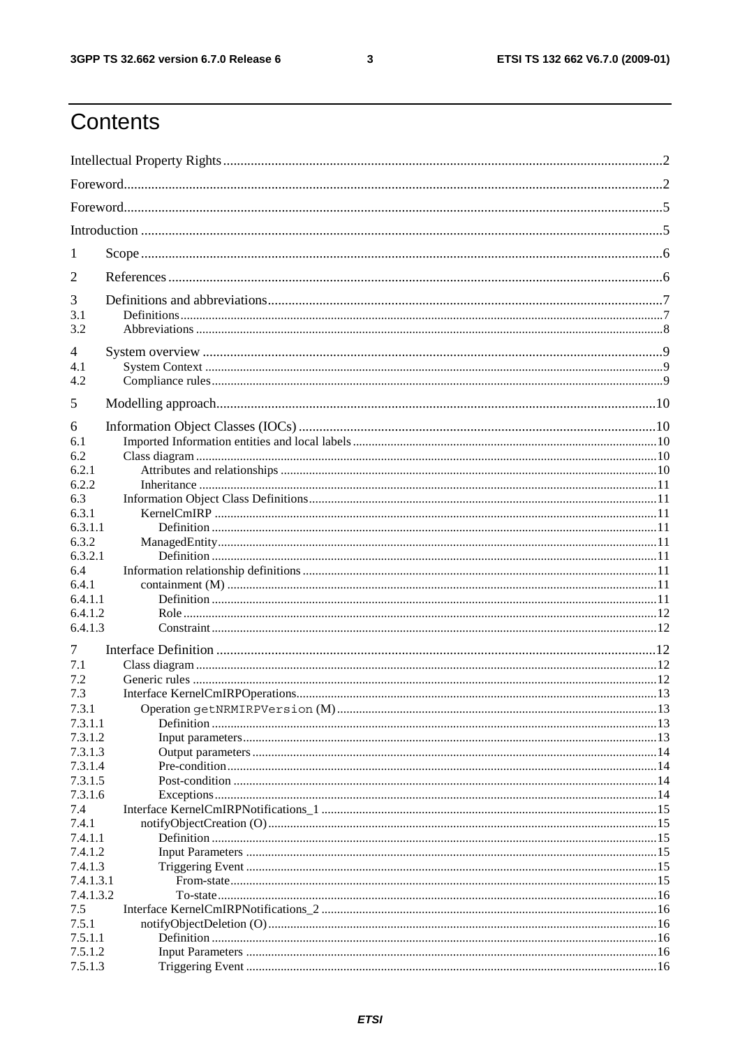# Contents

Intellectual Property Rights ..... 2

Foreword ..... 2

Foreword ..... 5

Introduction ..... 5

1 Scope ..... 6

2 References ..... 6

3 Definitions and abbreviations ..... 7
3.1 Definitions ..... 7
3.2 Abbreviations ..... 8

4 System overview ..... 9
4.1 System Context ..... 9
4.2 Compliance rules ..... 9

5 Modelling approach ..... 10

6 Information Object Classes (IOCs) ..... 10
6.1 Imported Information entities and local labels ..... 10
6.2 Class diagram ..... 10
6.2.1 Attributes and relationships ..... 10
6.2.2 Inheritance ..... 11
6.3 Information Object Class Definitions ..... 11
6.3.1 KernelCmIRP ..... 11
6.3.1.1 Definition ..... 11
6.3.2 ManagedEntity ..... 11
6.3.2.1 Definition ..... 11
6.4 Information relationship definitions ..... 11
6.4.1 containment (M) ..... 11
6.4.1.1 Definition ..... 11
6.4.1.2 Role ..... 12
6.4.1.3 Constraint ..... 12

7 Interface Definition ..... 12
7.1 Class diagram ..... 12
7.2 Generic rules ..... 12
7.3 Interface KernelCmIRPOperations ..... 13
7.3.1 Operation `getNRMIRPVersion` (M) ..... 13
7.3.1.1 Definition ..... 13
7.3.1.2 Input parameters ..... 13
7.3.1.3 Output parameters ..... 14
7.3.1.4 Pre-condition ..... 14
7.3.1.5 Post-condition ..... 14
7.3.1.6 Exceptions ..... 14
7.4 Interface KernelCmIRPNotifications_1 ..... 15
7.4.1 notifyObjectCreation (O) ..... 15
7.4.1.1 Definition ..... 15
7.4.1.2 Input Parameters ..... 15
7.4.1.3 Triggering Event ..... 15
7.4.1.3.1 From-state ..... 15
7.4.1.3.2 To-state ..... 16
7.5 Interface KernelCmIRPNotifications_2 ..... 16
7.5.1 notifyObjectDeletion (O) ..... 16
7.5.1.1 Definition ..... 16
7.5.1.2 Input Parameters ..... 16
7.5.1.3 Triggering Event ..... 16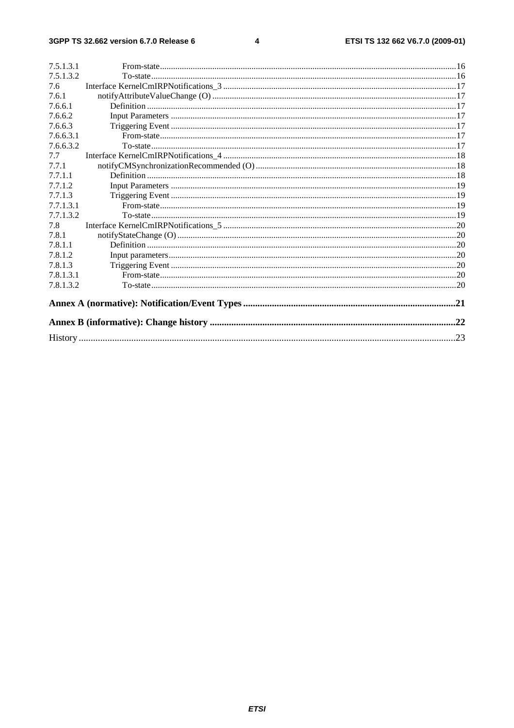7.5.1.3.1 From-state ....................................................................................................................................16
7.5.1.3.2 To-state ........................................................................................................................................16
7.6 Interface KernelCmIRPNotifications_3 .........................................................................................................17
7.6.1 notifyAttributeValueChange (O) .............................................................................................................17
7.6.1.1 Definition ...........................................................................................................................................17
7.6.1.2 Input Parameters ................................................................................................................................17
7.6.1.3 Triggering Event ................................................................................................................................17
7.6.1.3.1 From-state ....................................................................................................................................17
7.6.1.3.2 To-state ........................................................................................................................................17
7.7 Interface KernelCmIRPNotifications_4 .........................................................................................................18
7.7.1 notifyCMSynchronizationRecommended (O) ..........................................................................................18
7.7.1.1 Definition ...........................................................................................................................................18
7.7.1.2 Input Parameters ................................................................................................................................19
7.7.1.3 Triggering Event ................................................................................................................................19
7.7.1.3.1 From-state ....................................................................................................................................19
7.7.1.3.2 To-state ........................................................................................................................................19
7.8 Interface KernelCmIRPNotifications_5 .........................................................................................................20
7.8.1 notifyStateChange (O) ..............................................................................................................................20
7.8.1.1 Definition ...........................................................................................................................................20
7.8.1.2 Input parameters .................................................................................................................................20
7.8.1.3 Triggering Event ................................................................................................................................20
7.8.1.3.1 From-state ....................................................................................................................................20
7.8.1.3.2 To-state ........................................................................................................................................20

**Annex A (normative): Notification/Event Types .......................................................................................21**

**Annex B (informative): Change history .....................................................................................................22**

History ............................................................................................................................................................23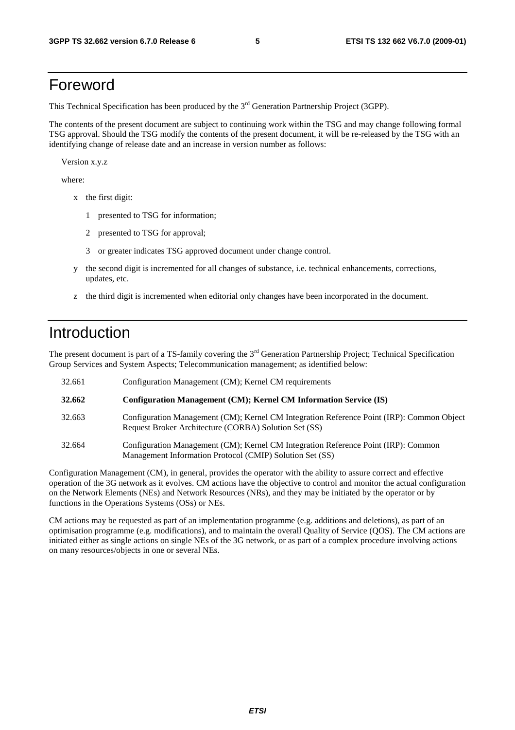# Foreword

This Technical Specification has been produced by the 3rd Generation Partnership Project (3GPP).

The contents of the present document are subject to continuing work within the TSG and may change following formal TSG approval. Should the TSG modify the contents of the present document, it will be re-released by the TSG with an identifying change of release date and an increase in version number as follows:

Version x.y.z

where:

- x the first digit:
  - 1 presented to TSG for information;
  - 2 presented to TSG for approval;
  - 3 or greater indicates TSG approved document under change control.
- y the second digit is incremented for all changes of substance, i.e. technical enhancements, corrections, updates, etc.
- z the third digit is incremented when editorial only changes have been incorporated in the document.

# Introduction

The present document is part of a TS-family covering the 3rd Generation Partnership Project; Technical Specification Group Services and System Aspects; Telecommunication management; as identified below:

| | |
|---|---|
| 32.661 | Configuration Management (CM); Kernel CM requirements |
| **32.662** | **Configuration Management (CM); Kernel CM Information Service (IS)** |
| 32.663 | Configuration Management (CM); Kernel CM Integration Reference Point (IRP): Common Object Request Broker Architecture (CORBA) Solution Set (SS) |
| 32.664 | Configuration Management (CM); Kernel CM Integration Reference Point (IRP): Common Management Information Protocol (CMIP) Solution Set (SS) |

Configuration Management (CM), in general, provides the operator with the ability to assure correct and effective operation of the 3G network as it evolves. CM actions have the objective to control and monitor the actual configuration on the Network Elements (NEs) and Network Resources (NRs), and they may be initiated by the operator or by functions in the Operations Systems (OSs) or NEs.

CM actions may be requested as part of an implementation programme (e.g. additions and deletions), as part of an optimisation programme (e.g. modifications), and to maintain the overall Quality of Service (QOS). The CM actions are initiated either as single actions on single NEs of the 3G network, or as part of a complex procedure involving actions on many resources/objects in one or several NEs.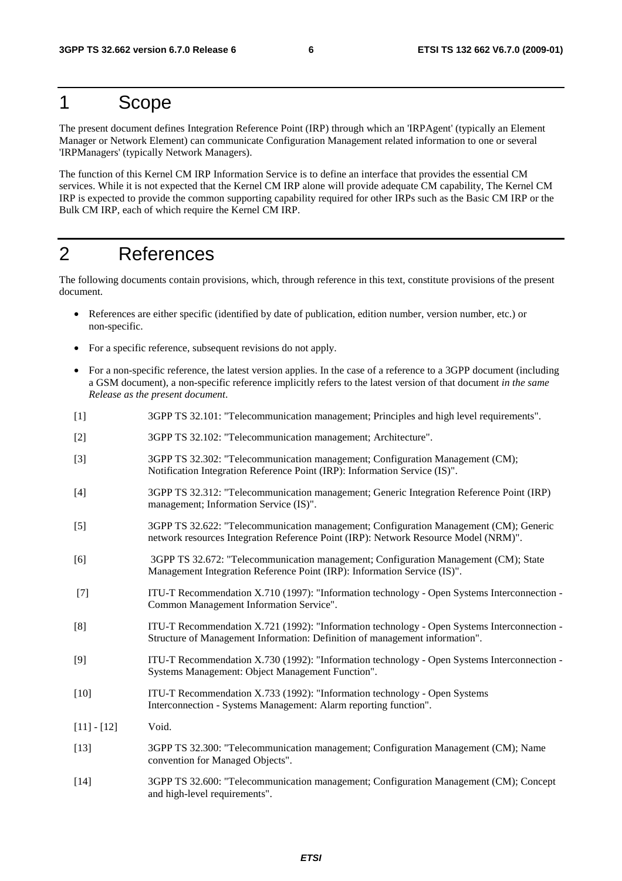# 1 Scope

The present document defines Integration Reference Point (IRP) through which an 'IRPAgent' (typically an Element Manager or Network Element) can communicate Configuration Management related information to one or several 'IRPManagers' (typically Network Managers).

The function of this Kernel CM IRP Information Service is to define an interface that provides the essential CM services. While it is not expected that the Kernel CM IRP alone will provide adequate CM capability, The Kernel CM IRP is expected to provide the common supporting capability required for other IRPs such as the Basic CM IRP or the Bulk CM IRP, each of which require the Kernel CM IRP.

# 2 References

The following documents contain provisions, which, through reference in this text, constitute provisions of the present document.

- References are either specific (identified by date of publication, edition number, version number, etc.) or non-specific.
- For a specific reference, subsequent revisions do not apply.
- For a non-specific reference, the latest version applies. In the case of a reference to a 3GPP document (including a GSM document), a non-specific reference implicitly refers to the latest version of that document *in the same Release as the present document*.

[1] 3GPP TS 32.101: "Telecommunication management; Principles and high level requirements".

[2] 3GPP TS 32.102: "Telecommunication management; Architecture".

[3] 3GPP TS 32.302: "Telecommunication management; Configuration Management (CM); Notification Integration Reference Point (IRP): Information Service (IS)".

[4] 3GPP TS 32.312: "Telecommunication management; Generic Integration Reference Point (IRP) management; Information Service (IS)".

[5] 3GPP TS 32.622: "Telecommunication management; Configuration Management (CM); Generic network resources Integration Reference Point (IRP): Network Resource Model (NRM)".

[6] 3GPP TS 32.672: "Telecommunication management; Configuration Management (CM); State Management Integration Reference Point (IRP): Information Service (IS)".

[7] ITU-T Recommendation X.710 (1997): "Information technology - Open Systems Interconnection - Common Management Information Service".

[8] ITU-T Recommendation X.721 (1992): "Information technology - Open Systems Interconnection - Structure of Management Information: Definition of management information".

[9] ITU-T Recommendation X.730 (1992): "Information technology - Open Systems Interconnection - Systems Management: Object Management Function".

[10] ITU-T Recommendation X.733 (1992): "Information technology - Open Systems Interconnection - Systems Management: Alarm reporting function".

[11] - [12] Void.

[13] 3GPP TS 32.300: "Telecommunication management; Configuration Management (CM); Name convention for Managed Objects".

[14] 3GPP TS 32.600: "Telecommunication management; Configuration Management (CM); Concept and high-level requirements".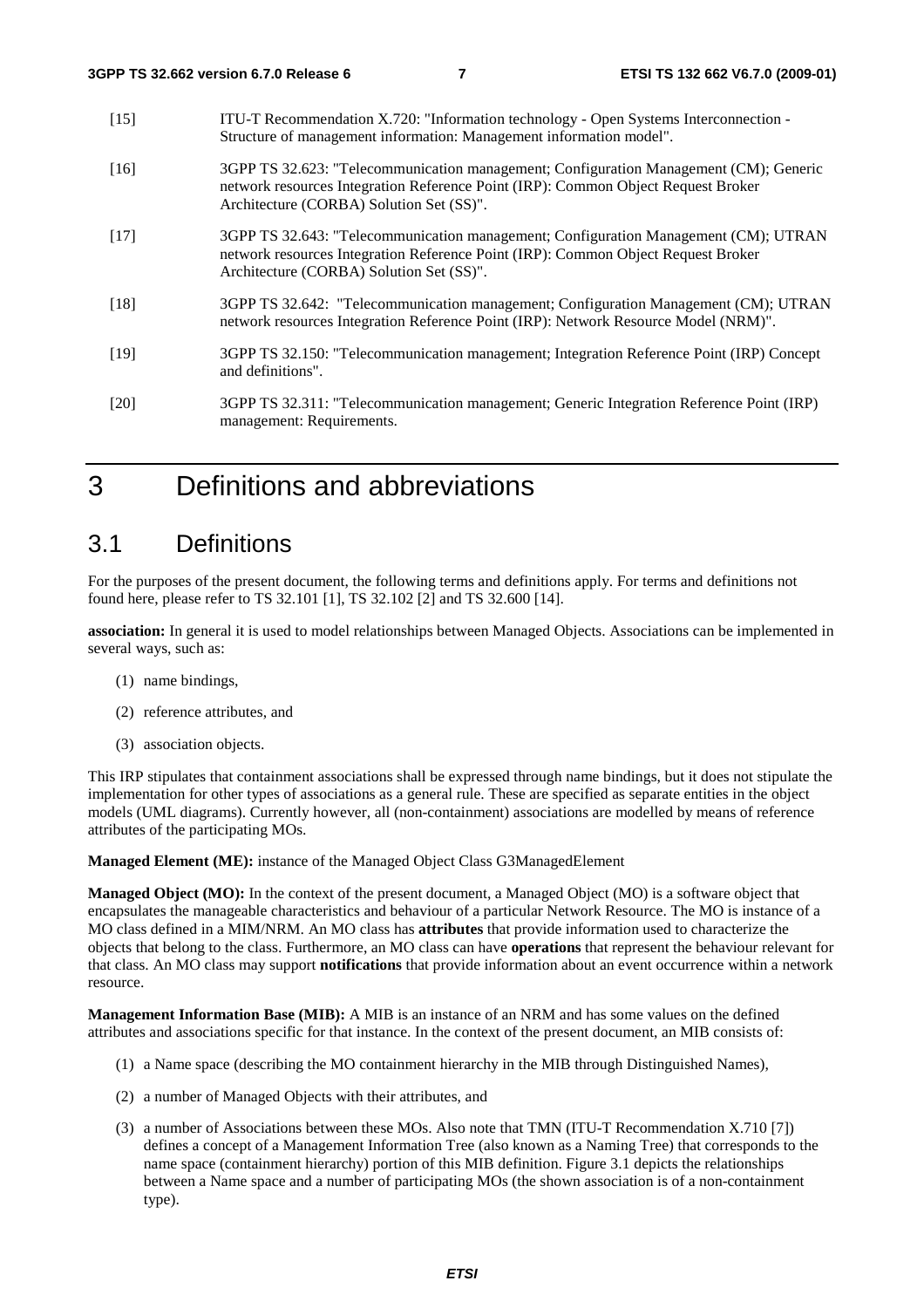[15] ITU-T Recommendation X.720: "Information technology - Open Systems Interconnection - Structure of management information: Management information model".

[16] 3GPP TS 32.623: "Telecommunication management; Configuration Management (CM); Generic network resources Integration Reference Point (IRP): Common Object Request Broker Architecture (CORBA) Solution Set (SS)".

[17] 3GPP TS 32.643: "Telecommunication management; Configuration Management (CM); UTRAN network resources Integration Reference Point (IRP): Common Object Request Broker Architecture (CORBA) Solution Set (SS)".

[18] 3GPP TS 32.642: "Telecommunication management; Configuration Management (CM); UTRAN network resources Integration Reference Point (IRP): Network Resource Model (NRM)".

[19] 3GPP TS 32.150: "Telecommunication management; Integration Reference Point (IRP) Concept and definitions".

[20] 3GPP TS 32.311: "Telecommunication management; Generic Integration Reference Point (IRP) management: Requirements.

# 3 Definitions and abbreviations

## 3.1 Definitions

For the purposes of the present document, the following terms and definitions apply. For terms and definitions not found here, please refer to TS 32.101 [1], TS 32.102 [2] and TS 32.600 [14].

**association:** In general it is used to model relationships between Managed Objects. Associations can be implemented in several ways, such as:

(1) name bindings,

(2) reference attributes, and

(3) association objects.

This IRP stipulates that containment associations shall be expressed through name bindings, but it does not stipulate the implementation for other types of associations as a general rule. These are specified as separate entities in the object models (UML diagrams). Currently however, all (non-containment) associations are modelled by means of reference attributes of the participating MOs.

**Managed Element (ME):** instance of the Managed Object Class G3ManagedElement

**Managed Object (MO):** In the context of the present document, a Managed Object (MO) is a software object that encapsulates the manageable characteristics and behaviour of a particular Network Resource. The MO is instance of a MO class defined in a MIM/NRM. An MO class has **attributes** that provide information used to characterize the objects that belong to the class. Furthermore, an MO class can have **operations** that represent the behaviour relevant for that class. An MO class may support **notifications** that provide information about an event occurrence within a network resource.

**Management Information Base (MIB):** A MIB is an instance of an NRM and has some values on the defined attributes and associations specific for that instance. In the context of the present document, an MIB consists of:

(1) a Name space (describing the MO containment hierarchy in the MIB through Distinguished Names),

(2) a number of Managed Objects with their attributes, and

(3) a number of Associations between these MOs. Also note that TMN (ITU-T Recommendation X.710 [7]) defines a concept of a Management Information Tree (also known as a Naming Tree) that corresponds to the name space (containment hierarchy) portion of this MIB definition. Figure 3.1 depicts the relationships between a Name space and a number of participating MOs (the shown association is of a non-containment type).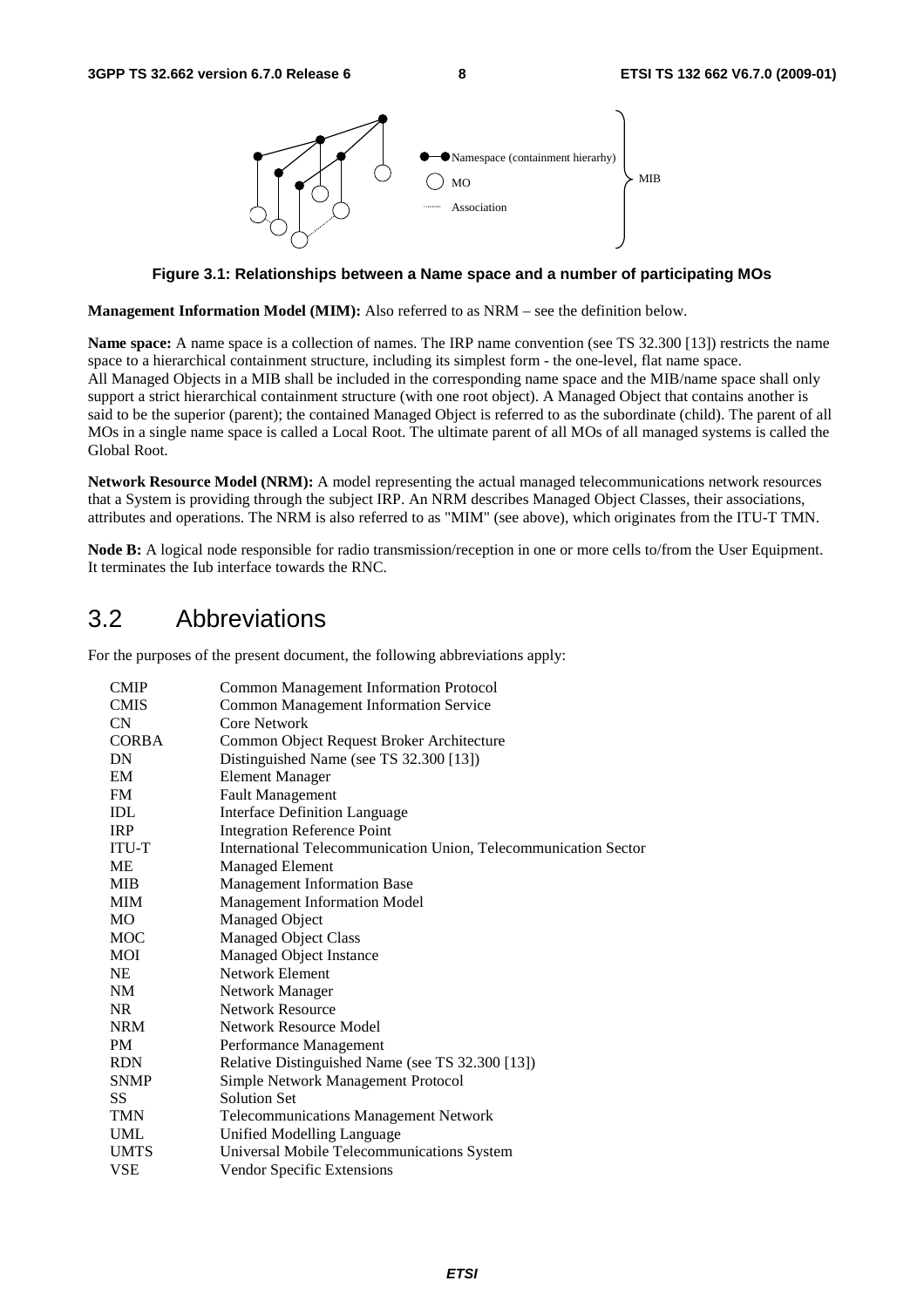**Figure 3.1: Relationships between a Name space and a number of participating MOs**

**Management Information Model (MIM):** Also referred to as NRM – see the definition below.

**Name space:** A name space is a collection of names. The IRP name convention (see TS 32.300 [13]) restricts the name space to a hierarchical containment structure, including its simplest form - the one-level, flat name space. All Managed Objects in a MIB shall be included in the corresponding name space and the MIB/name space shall only support a strict hierarchical containment structure (with one root object). A Managed Object that contains another is said to be the superior (parent); the contained Managed Object is referred to as the subordinate (child). The parent of all MOs in a single name space is called a Local Root. The ultimate parent of all MOs of all managed systems is called the Global Root.

**Network Resource Model (NRM):** A model representing the actual managed telecommunications network resources that a System is providing through the subject IRP. An NRM describes Managed Object Classes, their associations, attributes and operations. The NRM is also referred to as "MIM" (see above), which originates from the ITU-T TMN.

**Node B:** A logical node responsible for radio transmission/reception in one or more cells to/from the User Equipment. It terminates the Iub interface towards the RNC.

## 3.2 Abbreviations

For the purposes of the present document, the following abbreviations apply:

| | |
|---|---|
| CMIP | Common Management Information Protocol |
| CMIS | Common Management Information Service |
| CN | Core Network |
| CORBA | Common Object Request Broker Architecture |
| DN | Distinguished Name (see TS 32.300 [13]) |
| EM | Element Manager |
| FM | Fault Management |
| IDL | Interface Definition Language |
| IRP | Integration Reference Point |
| ITU-T | International Telecommunication Union, Telecommunication Sector |
| ME | Managed Element |
| MIB | Management Information Base |
| MIM | Management Information Model |
| MO | Managed Object |
| MOC | Managed Object Class |
| MOI | Managed Object Instance |
| NE | Network Element |
| NM | Network Manager |
| NR | Network Resource |
| NRM | Network Resource Model |
| PM | Performance Management |
| RDN | Relative Distinguished Name (see TS 32.300 [13]) |
| SNMP | Simple Network Management Protocol |
| SS | Solution Set |
| TMN | Telecommunications Management Network |
| UML | Unified Modelling Language |
| UMTS | Universal Mobile Telecommunications System |
| VSE | Vendor Specific Extensions |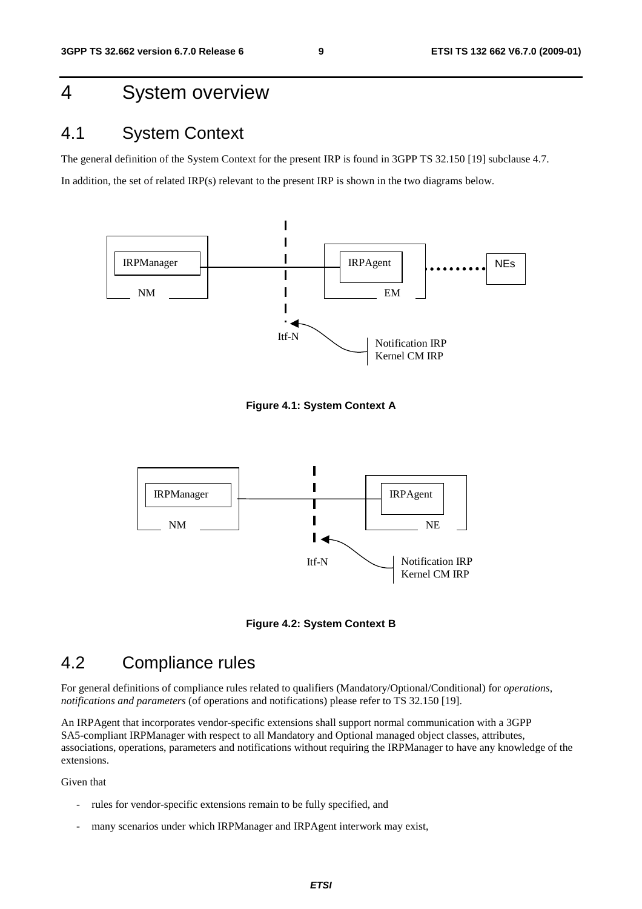# 4 System overview

## 4.1 System Context

The general definition of the System Context for the present IRP is found in 3GPP TS 32.150 [19] subclause 4.7.

In addition, the set of related IRP(s) relevant to the present IRP is shown in the two diagrams below.

**Figure 4.1: System Context A**

**Figure 4.2: System Context B**

## 4.2 Compliance rules

For general definitions of compliance rules related to qualifiers (Mandatory/Optional/Conditional) for *operations*, *notifications and parameters* (of operations and notifications) please refer to TS 32.150 [19].

An IRPAgent that incorporates vendor-specific extensions shall support normal communication with a 3GPP SA5-compliant IRPManager with respect to all Mandatory and Optional managed object classes, attributes, associations, operations, parameters and notifications without requiring the IRPManager to have any knowledge of the extensions.

Given that

- rules for vendor-specific extensions remain to be fully specified, and
- many scenarios under which IRPManager and IRPAgent interwork may exist,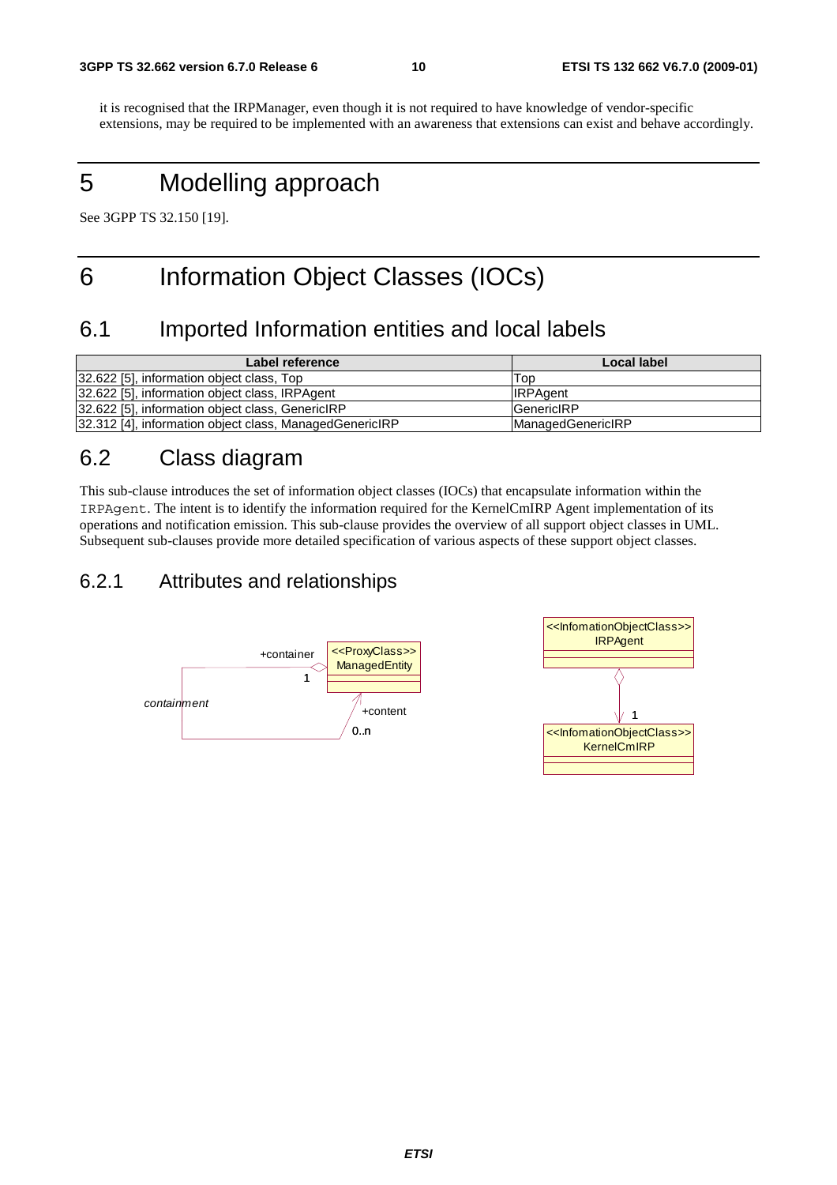it is recognised that the IRPManager, even though it is not required to have knowledge of vendor-specific extensions, may be required to be implemented with an awareness that extensions can exist and behave accordingly.

# 5 Modelling approach

See 3GPP TS 32.150 [19].

# 6 Information Object Classes (IOCs)

## 6.1 Imported Information entities and local labels

| Label reference | Local label |
|---|---|
| 32.622 [5], information object class, Top | Top |
| 32.622 [5], information object class, IRPAgent | IRPAgent |
| 32.622 [5], information object class, GenericIRP | GenericIRP |
| 32.312 [4], information object class, ManagedGenericIRP | ManagedGenericIRP |

## 6.2 Class diagram

This sub-clause introduces the set of information object classes (IOCs) that encapsulate information within the `IRPAgent`. The intent is to identify the information required for the KernelCmIRP Agent implementation of its operations and notification emission. This sub-clause provides the overview of all support object classes in UML. Subsequent sub-clauses provide more detailed specification of various aspects of these support object classes.

### 6.2.1 Attributes and relationships

+container
<<ProxyClass>>
ManagedEntity
1
*containment*
+content
0..n

<<InfomationObjectClass>>
IRPAgent
1
<<InfomationObjectClass>>
KernelCmIRP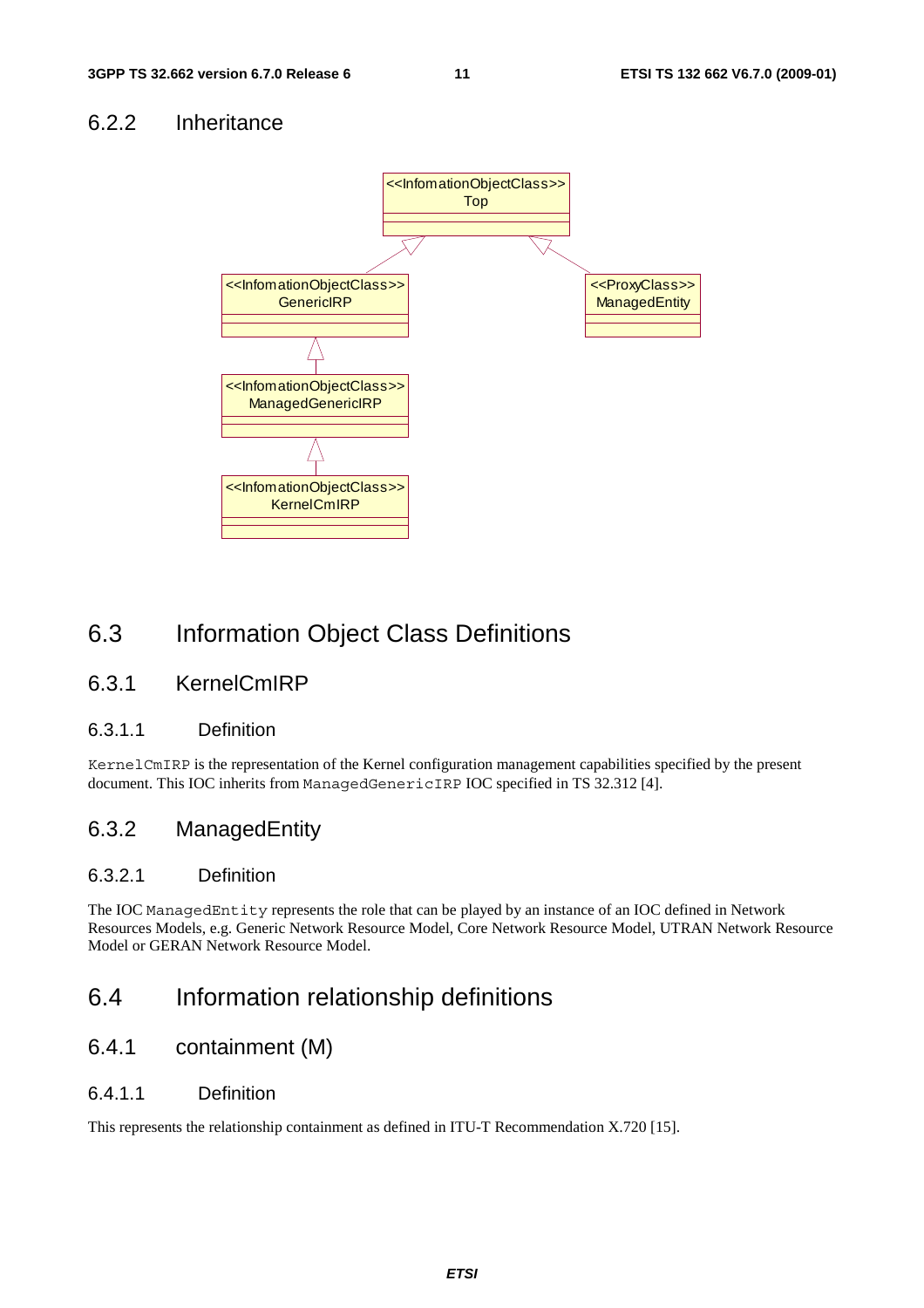### 6.2.2 Inheritance

## 6.3 Information Object Class Definitions

### 6.3.1 KernelCmIRP

#### 6.3.1.1 Definition

`KernelCmIRP` is the representation of the Kernel configuration management capabilities specified by the present document. This IOC inherits from `ManagedGenericIRP` IOC specified in TS 32.312 [4].

### 6.3.2 ManagedEntity

#### 6.3.2.1 Definition

The IOC `ManagedEntity` represents the role that can be played by an instance of an IOC defined in Network Resources Models, e.g. Generic Network Resource Model, Core Network Resource Model, UTRAN Network Resource Model or GERAN Network Resource Model.

## 6.4 Information relationship definitions

### 6.4.1 containment (M)

#### 6.4.1.1 Definition

This represents the relationship containment as defined in ITU-T Recommendation X.720 [15].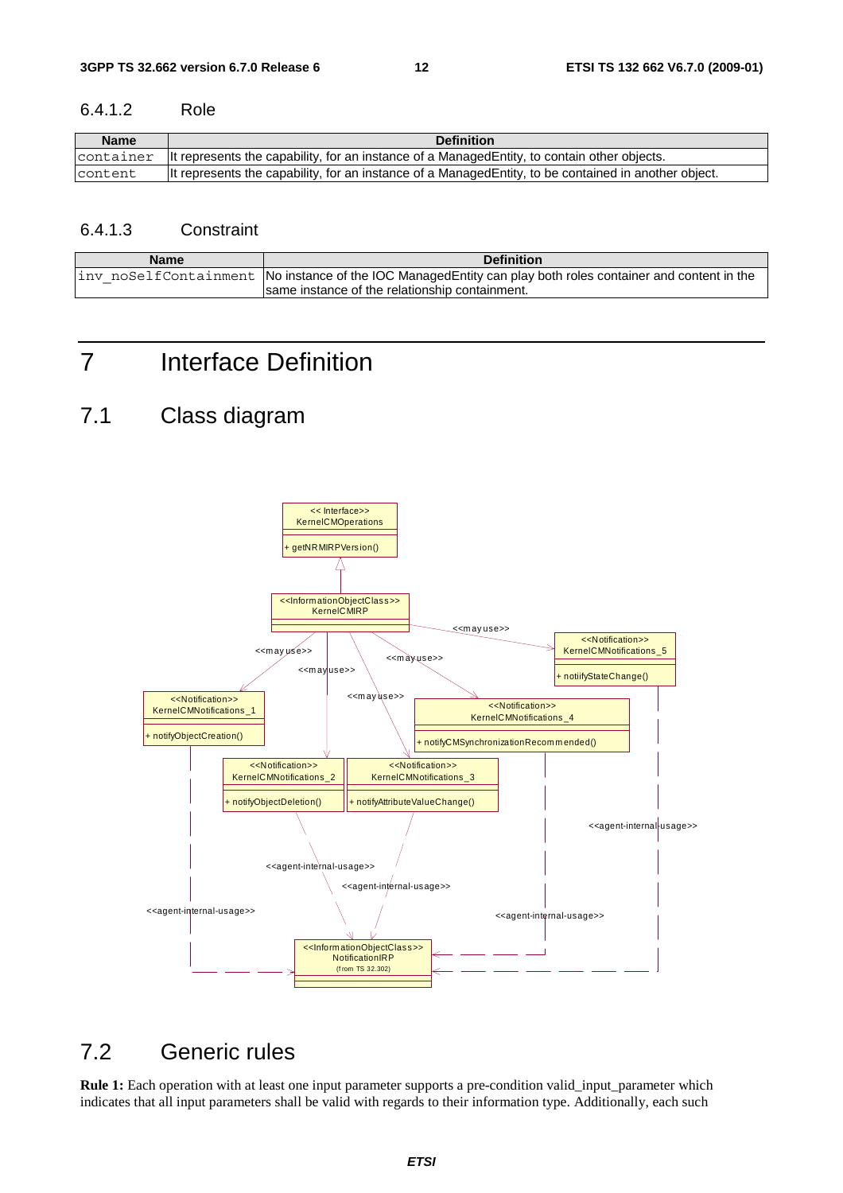#### 6.4.1.2 Role

| Name | Definition |
|---|---|
| container | It represents the capability, for an instance of a ManagedEntity, to contain other objects. |
| content | It represents the capability, for an instance of a ManagedEntity, to be contained in another object. |

#### 6.4.1.3 Constraint

| Name | Definition |
|---|---|
| inv_noSelfContainment | No instance of the IOC ManagedEntity can play both roles container and content in the same instance of the relationship containment. |

# 7 Interface Definition

## 7.1 Class diagram

## 7.2 Generic rules

**Rule 1:** Each operation with at least one input parameter supports a pre-condition valid_input_parameter which indicates that all input parameters shall be valid with regards to their information type. Additionally, each such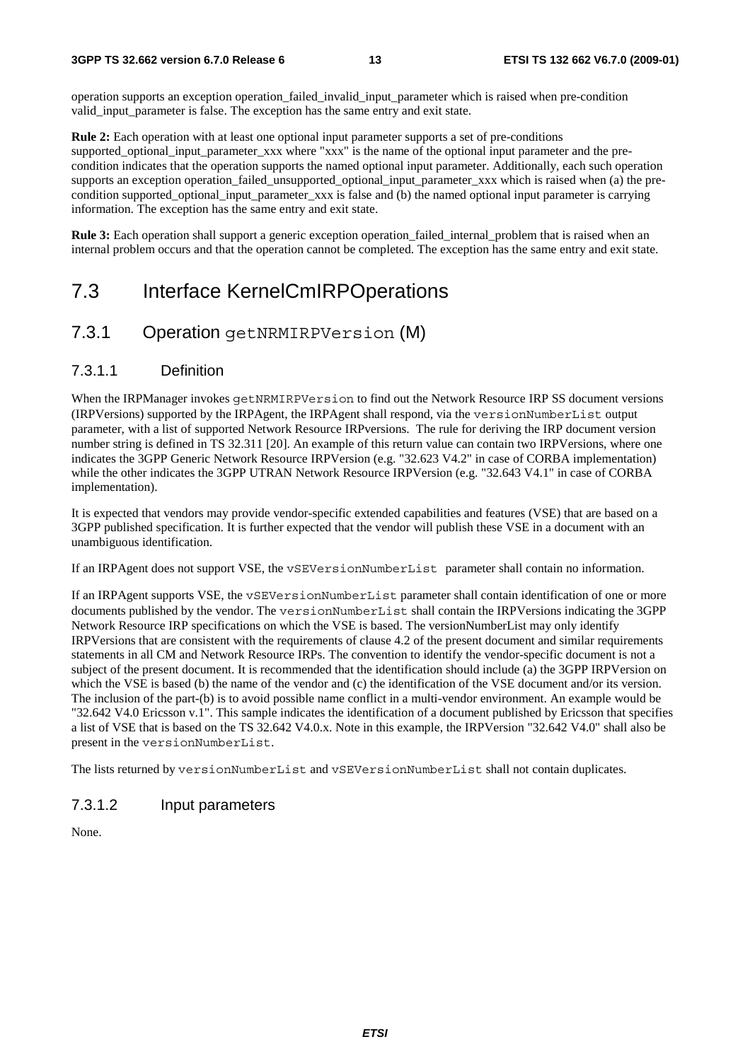operation supports an exception operation_failed_invalid_input_parameter which is raised when pre-condition valid_input_parameter is false. The exception has the same entry and exit state.

**Rule 2:** Each operation with at least one optional input parameter supports a set of pre-conditions supported_optional_input_parameter_xxx where "xxx" is the name of the optional input parameter and the pre-condition indicates that the operation supports the named optional input parameter. Additionally, each such operation supports an exception operation_failed_unsupported_optional_input_parameter_xxx which is raised when (a) the pre-condition supported_optional_input_parameter_xxx is false and (b) the named optional input parameter is carrying information. The exception has the same entry and exit state.

**Rule 3:** Each operation shall support a generic exception operation_failed_internal_problem that is raised when an internal problem occurs and that the operation cannot be completed. The exception has the same entry and exit state.

# 7.3 Interface KernelCmIRPOperations

## 7.3.1 Operation `getNRMIRPVersion` (M)

### 7.3.1.1 Definition

When the IRPManager invokes `getNRMIRPVersion` to find out the Network Resource IRP SS document versions (IRPVersions) supported by the IRPAgent, the IRPAgent shall respond, via the `versionNumberList` output parameter, with a list of supported Network Resource IRPversions. The rule for deriving the IRP document version number string is defined in TS 32.311 [20]. An example of this return value can contain two IRPVersions, where one indicates the 3GPP Generic Network Resource IRPVersion (e.g. "32.623 V4.2" in case of CORBA implementation) while the other indicates the 3GPP UTRAN Network Resource IRPVersion (e.g. "32.643 V4.1" in case of CORBA implementation).

It is expected that vendors may provide vendor-specific extended capabilities and features (VSE) that are based on a 3GPP published specification. It is further expected that the vendor will publish these VSE in a document with an unambiguous identification.

If an IRPAgent does not support VSE, the `vSEVersionNumberList` parameter shall contain no information.

If an IRPAgent supports VSE, the `vSEVersionNumberList` parameter shall contain identification of one or more documents published by the vendor. The `versionNumberList` shall contain the IRPVersions indicating the 3GPP Network Resource IRP specifications on which the VSE is based. The versionNumberList may only identify IRPVersions that are consistent with the requirements of clause 4.2 of the present document and similar requirements statements in all CM and Network Resource IRPs. The convention to identify the vendor-specific document is not a subject of the present document. It is recommended that the identification should include (a) the 3GPP IRPVersion on which the VSE is based (b) the name of the vendor and (c) the identification of the VSE document and/or its version. The inclusion of the part-(b) is to avoid possible name conflict in a multi-vendor environment. An example would be "32.642 V4.0 Ericsson v.1". This sample indicates the identification of a document published by Ericsson that specifies a list of VSE that is based on the TS 32.642 V4.0.x. Note in this example, the IRPVersion "32.642 V4.0" shall also be present in the `versionNumberList`.

The lists returned by `versionNumberList` and `vSEVersionNumberList` shall not contain duplicates.

### 7.3.1.2 Input parameters

None.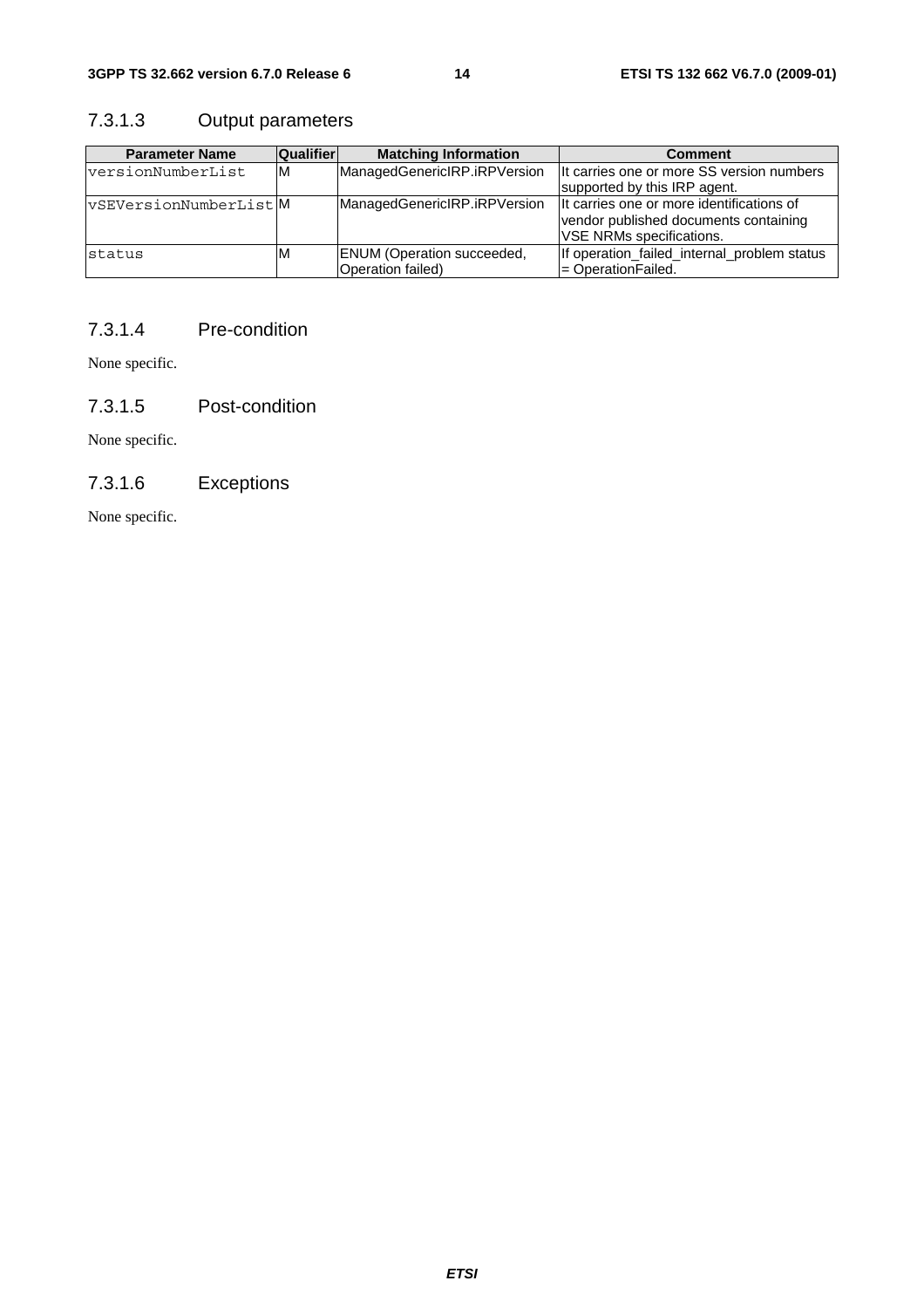#### 7.3.1.3 Output parameters

| Parameter Name | Qualifier | Matching Information | Comment |
| --- | --- | --- | --- |
| versionNumberList | M | ManagedGenericIRP.iRPVersion | It carries one or more SS version numbers supported by this IRP agent. |
| vSEVersionNumberList | M | ManagedGenericIRP.iRPVersion | It carries one or more identifications of vendor published documents containing VSE NRMs specifications. |
| status | M | ENUM (Operation succeeded, Operation failed) | If operation_failed_internal_problem status = OperationFailed. |

#### 7.3.1.4 Pre-condition

None specific.

#### 7.3.1.5 Post-condition

None specific.

#### 7.3.1.6 Exceptions

None specific.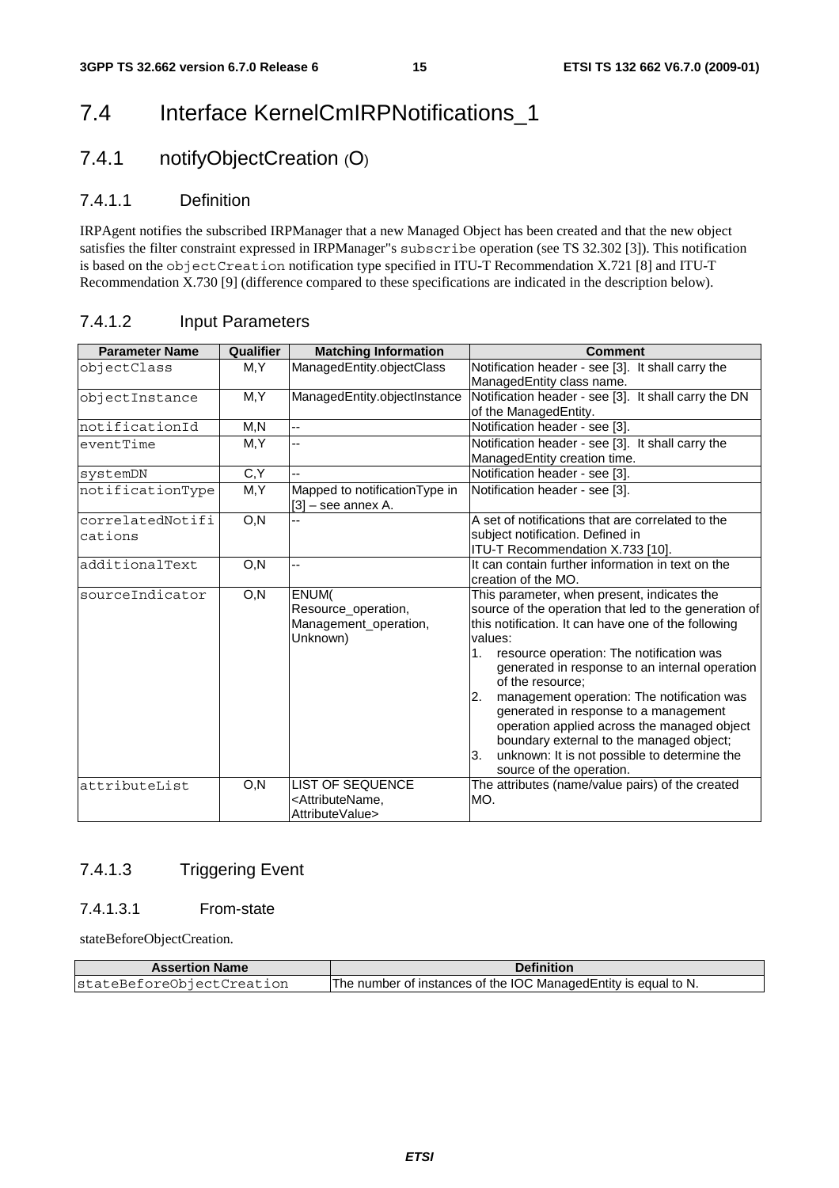# 7.4 Interface KernelCmIRPNotifications_1

## 7.4.1 notifyObjectCreation (O)

### 7.4.1.1 Definition

IRPAgent notifies the subscribed IRPManager that a new Managed Object has been created and that the new object satisfies the filter constraint expressed in IRPManager"s `subscribe` operation (see TS 32.302 [3]). This notification is based on the `objectCreation` notification type specified in ITU-T Recommendation X.721 [8] and ITU-T Recommendation X.730 [9] (difference compared to these specifications are indicated in the description below).

### 7.4.1.2 Input Parameters

| Parameter Name | Qualifier | Matching Information | Comment |
|---|---|---|---|
| `objectClass` | M,Y | ManagedEntity.objectClass | Notification header - see [3]. It shall carry the ManagedEntity class name. |
| `objectInstance` | M,Y | ManagedEntity.objectInstance | Notification header - see [3]. It shall carry the DN of the ManagedEntity. |
| `notificationId` | M,N | -- | Notification header - see [3]. |
| `eventTime` | M,Y | -- | Notification header - see [3]. It shall carry the ManagedEntity creation time. |
| `systemDN` | C,Y | -- | Notification header - see [3]. |
| `notificationType` | M,Y | Mapped to notificationType in [3] – see annex A. | Notification header - see [3]. |
| `correlatedNotifications` | O,N | -- | A set of notifications that are correlated to the subject notification. Defined in ITU-T Recommendation X.733 [10]. |
| `additionalText` | O,N | -- | It can contain further information in text on the creation of the MO. |
| `sourceIndicator` | O,N | ENUM( Resource_operation, Management_operation, Unknown) | This parameter, when present, indicates the source of the operation that led to the generation of this notification. It can have one of the following values: 1. resource operation: The notification was generated in response to an internal operation of the resource; 2. management operation: The notification was generated in response to a management operation applied across the managed object boundary external to the managed object; 3. unknown: It is not possible to determine the source of the operation. |
| `attributeList` | O,N | LIST OF SEQUENCE <AttributeName, AttributeValue> | The attributes (name/value pairs) of the created MO. |

### 7.4.1.3 Triggering Event

#### 7.4.1.3.1 From-state

stateBeforeObjectCreation.

| Assertion Name | Definition |
|---|---|
| `stateBeforeObjectCreation` | The number of instances of the IOC ManagedEntity is equal to N. |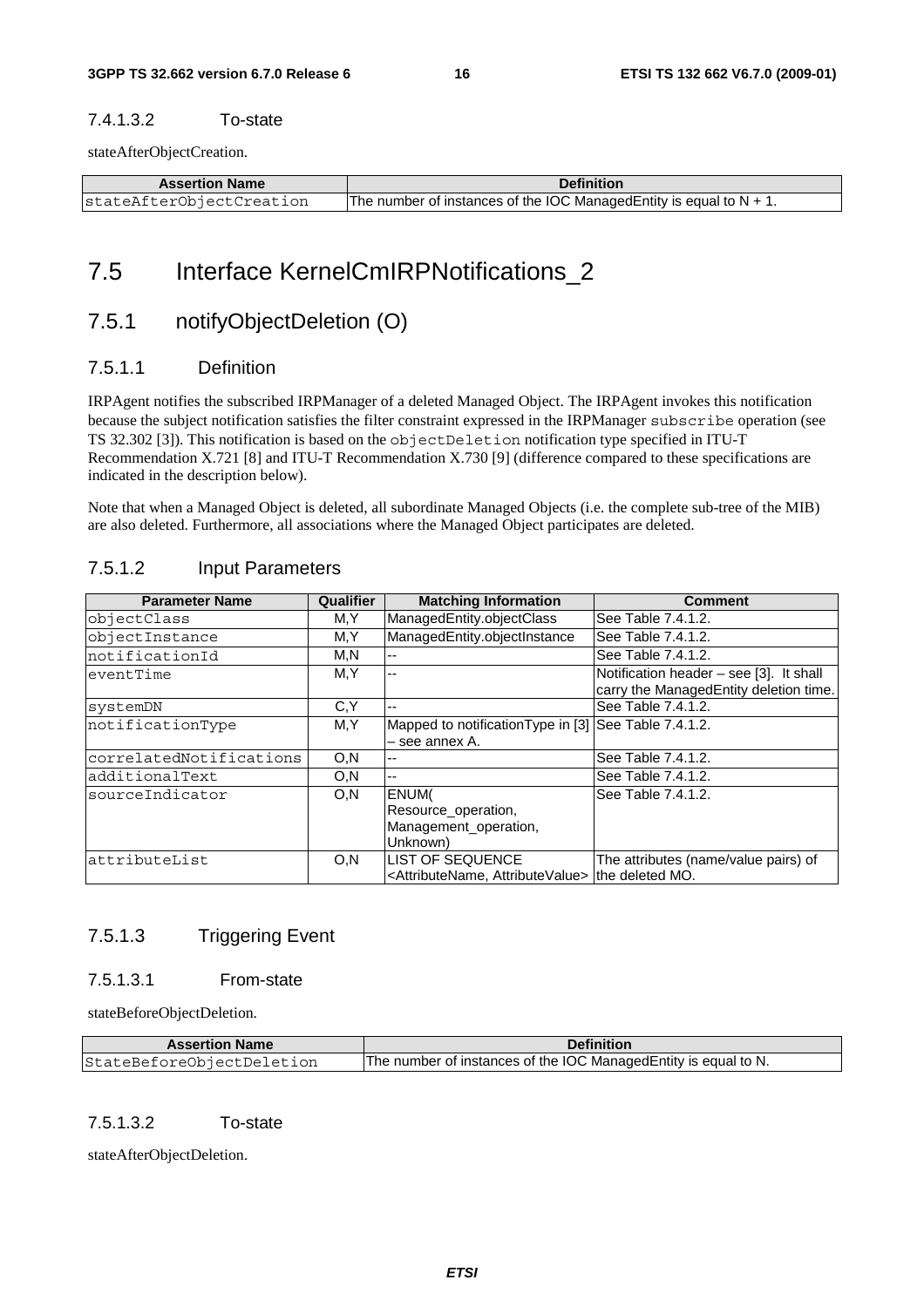#### 7.4.1.3.2 To-state

stateAfterObjectCreation.

| Assertion Name | Definition |
|---|---|
| stateAfterObjectCreation | The number of instances of the IOC ManagedEntity is equal to N + 1. |

## 7.5 Interface KernelCmIRPNotifications_2

### 7.5.1 notifyObjectDeletion (O)

#### 7.5.1.1 Definition

IRPAgent notifies the subscribed IRPManager of a deleted Managed Object. The IRPAgent invokes this notification because the subject notification satisfies the filter constraint expressed in the IRPManager subscribe operation (see TS 32.302 [3]). This notification is based on the objectDeletion notification type specified in ITU-T Recommendation X.721 [8] and ITU-T Recommendation X.730 [9] (difference compared to these specifications are indicated in the description below).

Note that when a Managed Object is deleted, all subordinate Managed Objects (i.e. the complete sub-tree of the MIB) are also deleted. Furthermore, all associations where the Managed Object participates are deleted.

#### 7.5.1.2 Input Parameters

| Parameter Name | Qualifier | Matching Information | Comment |
|---|---|---|---|
| objectClass | M,Y | ManagedEntity.objectClass | See Table 7.4.1.2. |
| objectInstance | M,Y | ManagedEntity.objectInstance | See Table 7.4.1.2. |
| notificationId | M,N | -- | See Table 7.4.1.2. |
| eventTime | M,Y | -- | Notification header – see [3]. It shall carry the ManagedEntity deletion time. |
| systemDN | C,Y | -- | See Table 7.4.1.2. |
| notificationType | M,Y | Mapped to notificationType in [3] – see annex A. | See Table 7.4.1.2. |
| correlatedNotifications | O,N | -- | See Table 7.4.1.2. |
| additionalText | O,N | -- | See Table 7.4.1.2. |
| sourceIndicator | O,N | ENUM( Resource_operation, Management_operation, Unknown) | See Table 7.4.1.2. |
| attributeList | O,N | LIST OF SEQUENCE <AttributeName, AttributeValue> | The attributes (name/value pairs) of the deleted MO. |

#### 7.5.1.3 Triggering Event

##### 7.5.1.3.1 From-state

stateBeforeObjectDeletion.

| Assertion Name | Definition |
|---|---|
| StateBeforeObjectDeletion | The number of instances of the IOC ManagedEntity is equal to N. |

##### 7.5.1.3.2 To-state

stateAfterObjectDeletion.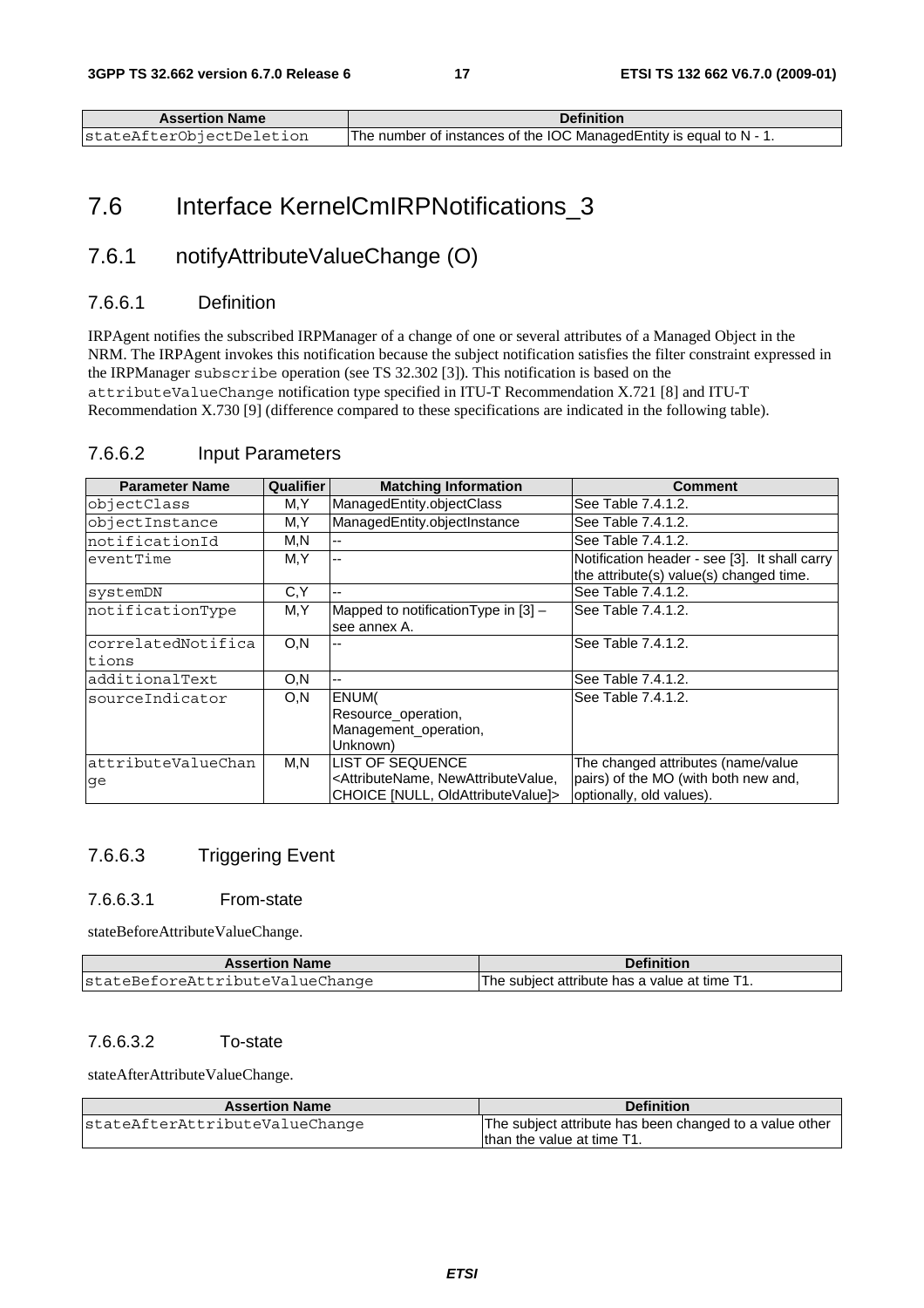| Assertion Name | Definition |
| --- | --- |
| stateAfterObjectDeletion | The number of instances of the IOC ManagedEntity is equal to N - 1. |

# 7.6 Interface KernelCmIRPNotifications_3

## 7.6.1 notifyAttributeValueChange (O)

### 7.6.6.1 Definition

IRPAgent notifies the subscribed IRPManager of a change of one or several attributes of a Managed Object in the NRM. The IRPAgent invokes this notification because the subject notification satisfies the filter constraint expressed in the IRPManager `subscribe` operation (see TS 32.302 [3]). This notification is based on the `attributeValueChange` notification type specified in ITU-T Recommendation X.721 [8] and ITU-T Recommendation X.730 [9] (difference compared to these specifications are indicated in the following table).

### 7.6.6.2 Input Parameters

| Parameter Name | Qualifier | Matching Information | Comment |
| --- | --- | --- | --- |
| objectClass | M,Y | ManagedEntity.objectClass | See Table 7.4.1.2. |
| objectInstance | M,Y | ManagedEntity.objectInstance | See Table 7.4.1.2. |
| notificationId | M,N | -- | See Table 7.4.1.2. |
| eventTime | M,Y | -- | Notification header - see [3]. It shall carry the attribute(s) value(s) changed time. |
| systemDN | C,Y | -- | See Table 7.4.1.2. |
| notificationType | M,Y | Mapped to notificationType in [3] – see annex A. | See Table 7.4.1.2. |
| correlatedNotifications | O,N | -- | See Table 7.4.1.2. |
| additionalText | O,N | -- | See Table 7.4.1.2. |
| sourceIndicator | O,N | ENUM( Resource_operation, Management_operation, Unknown) | See Table 7.4.1.2. |
| attributeValueChange | M,N | LIST OF SEQUENCE <AttributeName, NewAttributeValue, CHOICE [NULL, OldAttributeValue]> | The changed attributes (name/value pairs) of the MO (with both new and, optionally, old values). |

### 7.6.6.3 Triggering Event

#### 7.6.6.3.1 From-state

stateBeforeAttributeValueChange.

| Assertion Name | Definition |
| --- | --- |
| stateBeforeAttributeValueChange | The subject attribute has a value at time T1. |

#### 7.6.6.3.2 To-state

stateAfterAttributeValueChange.

| Assertion Name | Definition |
| --- | --- |
| stateAfterAttributeValueChange | The subject attribute has been changed to a value other than the value at time T1. |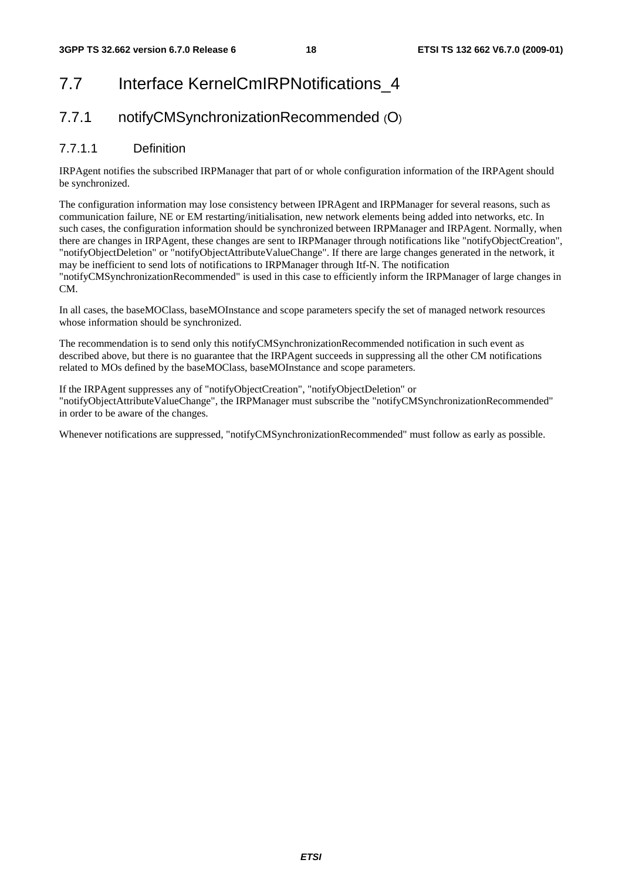## 7.7 Interface KernelCmIRPNotifications_4

### 7.7.1 notifyCMSynchronizationRecommended (O)

#### 7.7.1.1 Definition

IRPAgent notifies the subscribed IRPManager that part of or whole configuration information of the IRPAgent should be synchronized.

The configuration information may lose consistency between IPRAgent and IRPManager for several reasons, such as communication failure, NE or EM restarting/initialisation, new network elements being added into networks, etc. In such cases, the configuration information should be synchronized between IRPManager and IRPAgent. Normally, when there are changes in IRPAgent, these changes are sent to IRPManager through notifications like "notifyObjectCreation", "notifyObjectDeletion" or "notifyObjectAttributeValueChange". If there are large changes generated in the network, it may be inefficient to send lots of notifications to IRPManager through Itf-N. The notification "notifyCMSynchronizationRecommended" is used in this case to efficiently inform the IRPManager of large changes in CM.

In all cases, the baseMOClass, baseMOInstance and scope parameters specify the set of managed network resources whose information should be synchronized.

The recommendation is to send only this notifyCMSynchronizationRecommended notification in such event as described above, but there is no guarantee that the IRPAgent succeeds in suppressing all the other CM notifications related to MOs defined by the baseMOClass, baseMOInstance and scope parameters.

If the IRPAgent suppresses any of "notifyObjectCreation", "notifyObjectDeletion" or "notifyObjectAttributeValueChange", the IRPManager must subscribe the "notifyCMSynchronizationRecommended" in order to be aware of the changes.

Whenever notifications are suppressed, "notifyCMSynchronizationRecommended" must follow as early as possible.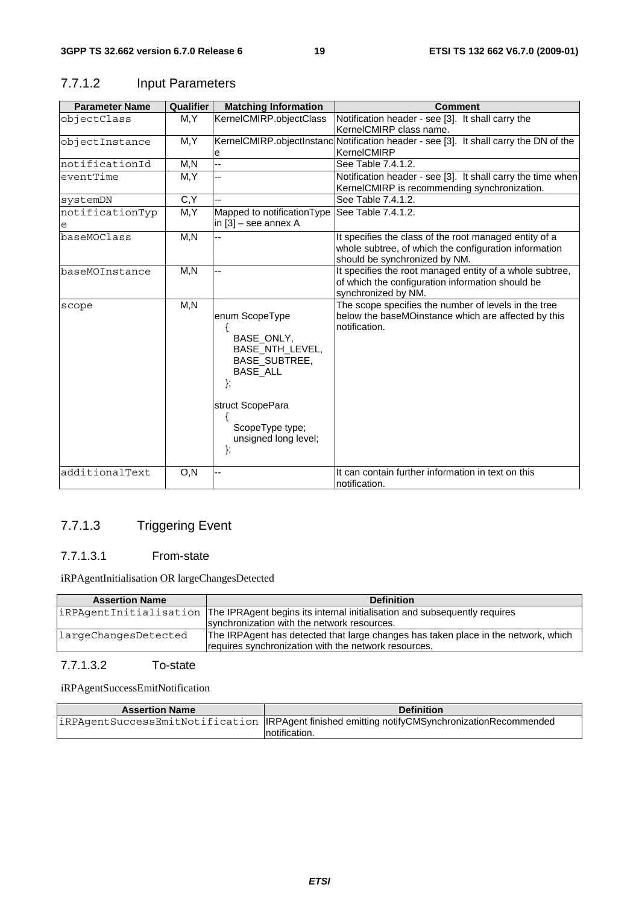### 7.7.1.2 Input Parameters

| Parameter Name | Qualifier | Matching Information | Comment |
|---|---|---|---|
| objectClass | M,Y | KernelCMIRP.objectClass | Notification header - see [3]. It shall carry the KernelCMIRP class name. |
| objectInstance | M,Y | KernelCMIRP.objectInstance | Notification header - see [3]. It shall carry the DN of the KernelCMIRP |
| notificationId | M,N | -- | See Table 7.4.1.2. |
| eventTime | M,Y | -- | Notification header - see [3]. It shall carry the time when KernelCMIRP is recommending synchronization. |
| systemDN | C,Y | -- | See Table 7.4.1.2. |
| notificationType | M,Y | Mapped to notificationType in [3] – see annex A | See Table 7.4.1.2. |
| baseMOClass | M,N | -- | It specifies the class of the root managed entity of a whole subtree, of which the configuration information should be synchronized by NM. |
| baseMOInstance | M,N | -- | It specifies the root managed entity of a whole subtree, of which the configuration information should be synchronized by NM. |
| scope | M,N | enum ScopeType { BASE_ONLY, BASE_NTH_LEVEL, BASE_SUBTREE, BASE_ALL }; struct ScopePara { ScopeType type; unsigned long level; }; | The scope specifies the number of levels in the tree below the baseMOinstance which are affected by this notification. |
| additionalText | O,N | -- | It can contain further information in text on this notification. |

### 7.7.1.3 Triggering Event

#### 7.7.1.3.1 From-state

iRPAgentInitialisation OR largeChangesDetected

| Assertion Name | Definition |
|---|---|
| iRPAgentInitialisation | The IPRAgent begins its internal initialisation and subsequently requires synchronization with the network resources. |
| largeChangesDetected | The IRPAgent has detected that large changes has taken place in the network, which requires synchronization with the network resources. |

#### 7.7.1.3.2 To-state

iRPAgentSuccessEmitNotification

| Assertion Name | Definition |
|---|---|
| iRPAgentSuccessEmitNotification | IRPAgent finished emitting notifyCMSynchronizationRecommended notification. |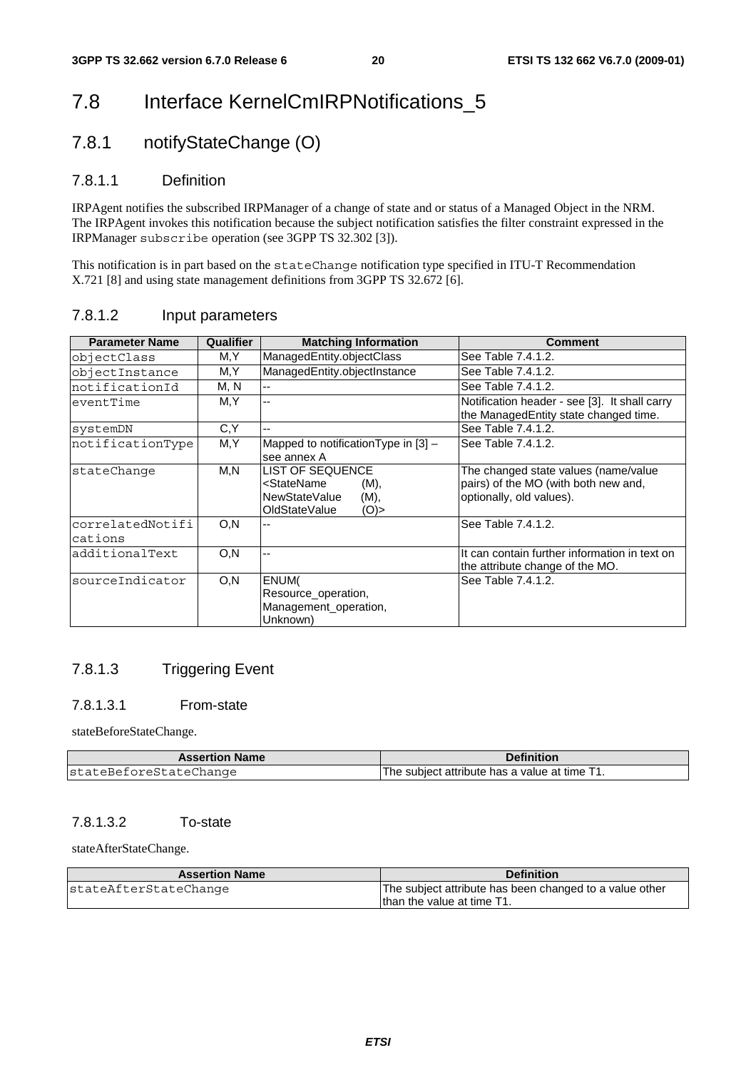# 7.8 Interface KernelCmIRPNotifications_5

## 7.8.1 notifyStateChange (O)

### 7.8.1.1 Definition

IRPAgent notifies the subscribed IRPManager of a change of state and or status of a Managed Object in the NRM. The IRPAgent invokes this notification because the subject notification satisfies the filter constraint expressed in the IRPManager `subscribe` operation (see 3GPP TS 32.302 [3]).

This notification is in part based on the `stateChange` notification type specified in ITU-T Recommendation X.721 [8] and using state management definitions from 3GPP TS 32.672 [6].

### 7.8.1.2 Input parameters

| Parameter Name | Qualifier | Matching Information | Comment |
|---|---|---|---|
| `objectClass` | M,Y | ManagedEntity.objectClass | See Table 7.4.1.2. |
| `objectInstance` | M,Y | ManagedEntity.objectInstance | See Table 7.4.1.2. |
| `notificationId` | M, N | -- | See Table 7.4.1.2. |
| `eventTime` | M,Y | -- | Notification header - see [3]. It shall carry the ManagedEntity state changed time. |
| `systemDN` | C,Y | -- | See Table 7.4.1.2. |
| `notificationType` | M,Y | Mapped to notificationType in [3] – see annex A | See Table 7.4.1.2. |
| `stateChange` | M,N | LIST OF SEQUENCE <StateName (M), NewStateValue (M), OldStateValue (O)> | The changed state values (name/value pairs) of the MO (with both new and, optionally, old values). |
| `correlatedNotifications` | O,N | -- | See Table 7.4.1.2. |
| `additionalText` | O,N | -- | It can contain further information in text on the attribute change of the MO. |
| `sourceIndicator` | O,N | ENUM( Resource_operation, Management_operation, Unknown) | See Table 7.4.1.2. |

### 7.8.1.3 Triggering Event

#### 7.8.1.3.1 From-state

stateBeforeStateChange.

| Assertion Name | Definition |
|---|---|
| `stateBeforeStateChange` | The subject attribute has a value at time T1. |

#### 7.8.1.3.2 To-state

stateAfterStateChange.

| Assertion Name | Definition |
|---|---|
| `stateAfterStateChange` | The subject attribute has been changed to a value other than the value at time T1. |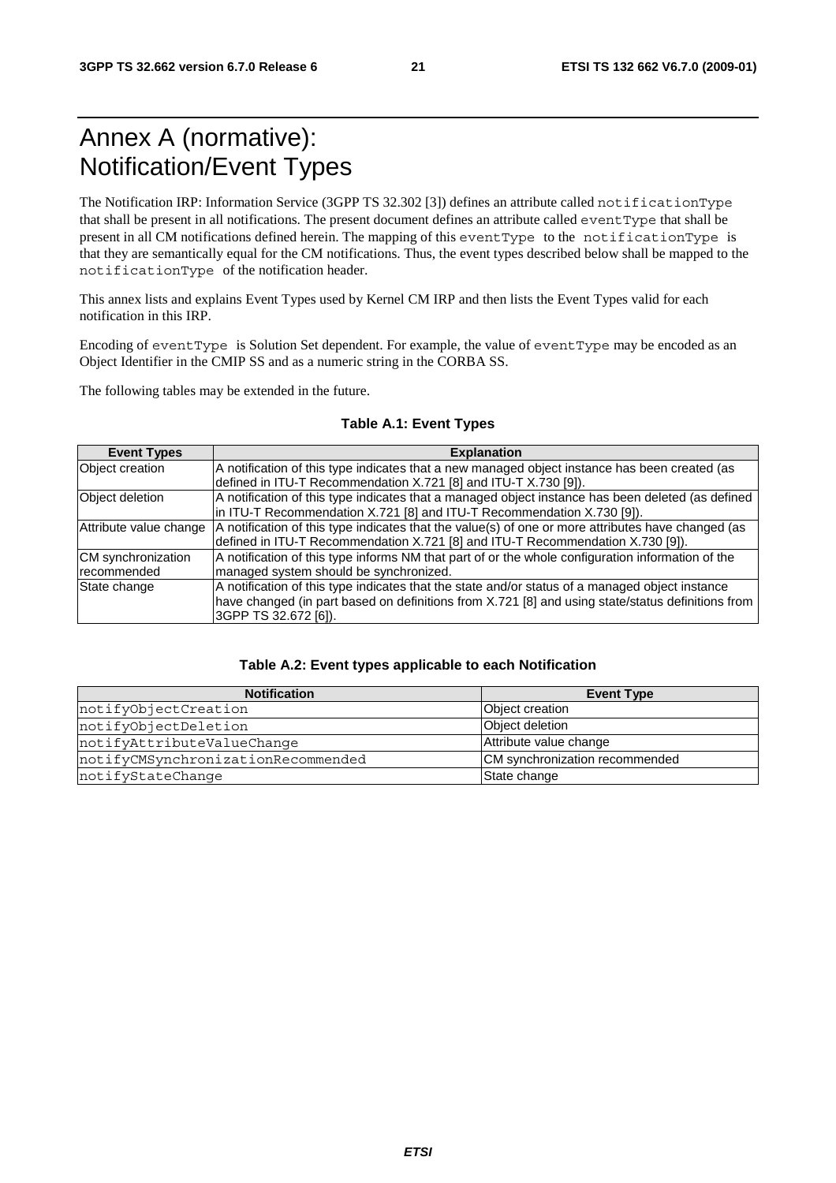# Annex A (normative): Notification/Event Types

The Notification IRP: Information Service (3GPP TS 32.302 [3]) defines an attribute called `notificationType` that shall be present in all notifications. The present document defines an attribute called `eventType` that shall be present in all CM notifications defined herein. The mapping of this `eventType` to the `notificationType` is that they are semantically equal for the CM notifications. Thus, the event types described below shall be mapped to the `notificationType` of the notification header.

This annex lists and explains Event Types used by Kernel CM IRP and then lists the Event Types valid for each notification in this IRP.

Encoding of `eventType` is Solution Set dependent. For example, the value of `eventType` may be encoded as an Object Identifier in the CMIP SS and as a numeric string in the CORBA SS.

The following tables may be extended in the future.

**Table A.1: Event Types**

| Event Types | Explanation |
| --- | --- |
| Object creation | A notification of this type indicates that a new managed object instance has been created (as defined in ITU-T Recommendation X.721 [8] and ITU-T X.730 [9]). |
| Object deletion | A notification of this type indicates that a managed object instance has been deleted (as defined in ITU-T Recommendation X.721 [8] and ITU-T Recommendation X.730 [9]). |
| Attribute value change | A notification of this type indicates that the value(s) of one or more attributes have changed (as defined in ITU-T Recommendation X.721 [8] and ITU-T Recommendation X.730 [9]). |
| CM synchronization recommended | A notification of this type informs NM that part of or the whole configuration information of the managed system should be synchronized. |
| State change | A notification of this type indicates that the state and/or status of a managed object instance have changed (in part based on definitions from X.721 [8] and using state/status definitions from 3GPP TS 32.672 [6]). |

**Table A.2: Event types applicable to each Notification**

| Notification | Event Type |
| --- | --- |
| `notifyObjectCreation` | Object creation |
| `notifyObjectDeletion` | Object deletion |
| `notifyAttributeValueChange` | Attribute value change |
| `notifyCMSynchronizationRecommended` | CM synchronization recommended |
| `notifyStateChange` | State change |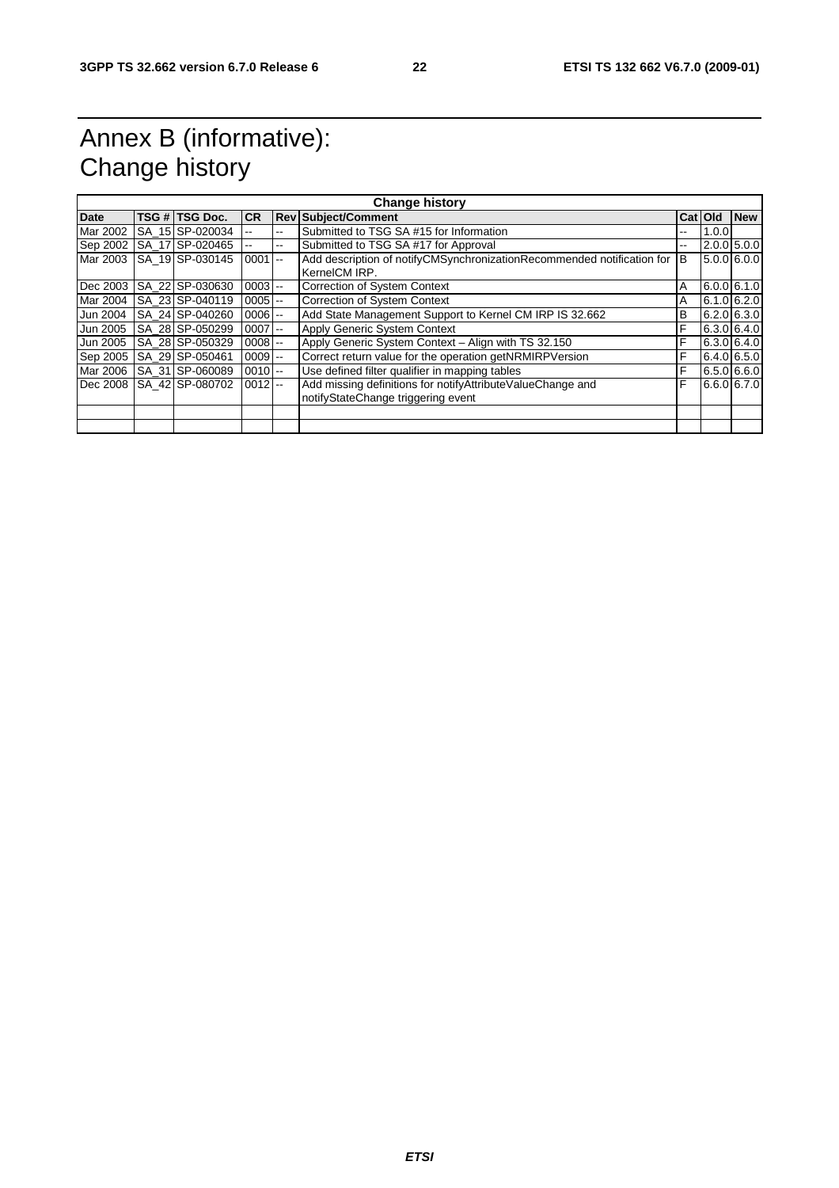# Annex B (informative): Change history

| Change history | | | | | | | | |
|---|---|---|---|---|---|---|---|---|
| **Date** | **TSG #** | **TSG Doc.** | **CR** | **Rev** | **Subject/Comment** | **Cat** | **Old** | **New** |
| Mar 2002 | SA_15 | SP-020034 | -- | -- | Submitted to TSG SA #15 for Information | -- | 1.0.0 | |
| Sep 2002 | SA_17 | SP-020465 | -- | -- | Submitted to TSG SA #17 for Approval | -- | 2.0.0 | 5.0.0 |
| Mar 2003 | SA_19 | SP-030145 | 0001 | -- | Add description of notifyCMSynchronizationRecommended notification for KernelCM IRP. | B | 5.0.0 | 6.0.0 |
| Dec 2003 | SA_22 | SP-030630 | 0003 | -- | Correction of System Context | A | 6.0.0 | 6.1.0 |
| Mar 2004 | SA_23 | SP-040119 | 0005 | -- | Correction of System Context | A | 6.1.0 | 6.2.0 |
| Jun 2004 | SA_24 | SP-040260 | 0006 | -- | Add State Management Support to Kernel CM IRP IS 32.662 | B | 6.2.0 | 6.3.0 |
| Jun 2005 | SA_28 | SP-050299 | 0007 | -- | Apply Generic System Context | F | 6.3.0 | 6.4.0 |
| Jun 2005 | SA_28 | SP-050329 | 0008 | -- | Apply Generic System Context – Align with TS 32.150 | F | 6.3.0 | 6.4.0 |
| Sep 2005 | SA_29 | SP-050461 | 0009 | -- | Correct return value for the operation getNRMIRPVersion | F | 6.4.0 | 6.5.0 |
| Mar 2006 | SA_31 | SP-060089 | 0010 | -- | Use defined filter qualifier in mapping tables | F | 6.5.0 | 6.6.0 |
| Dec 2008 | SA_42 | SP-080702 | 0012 | -- | Add missing definitions for notifyAttributeValueChange and notifyStateChange triggering event | F | 6.6.0 | 6.7.0 |
| | | | | | | | | |
| | | | | | | | | |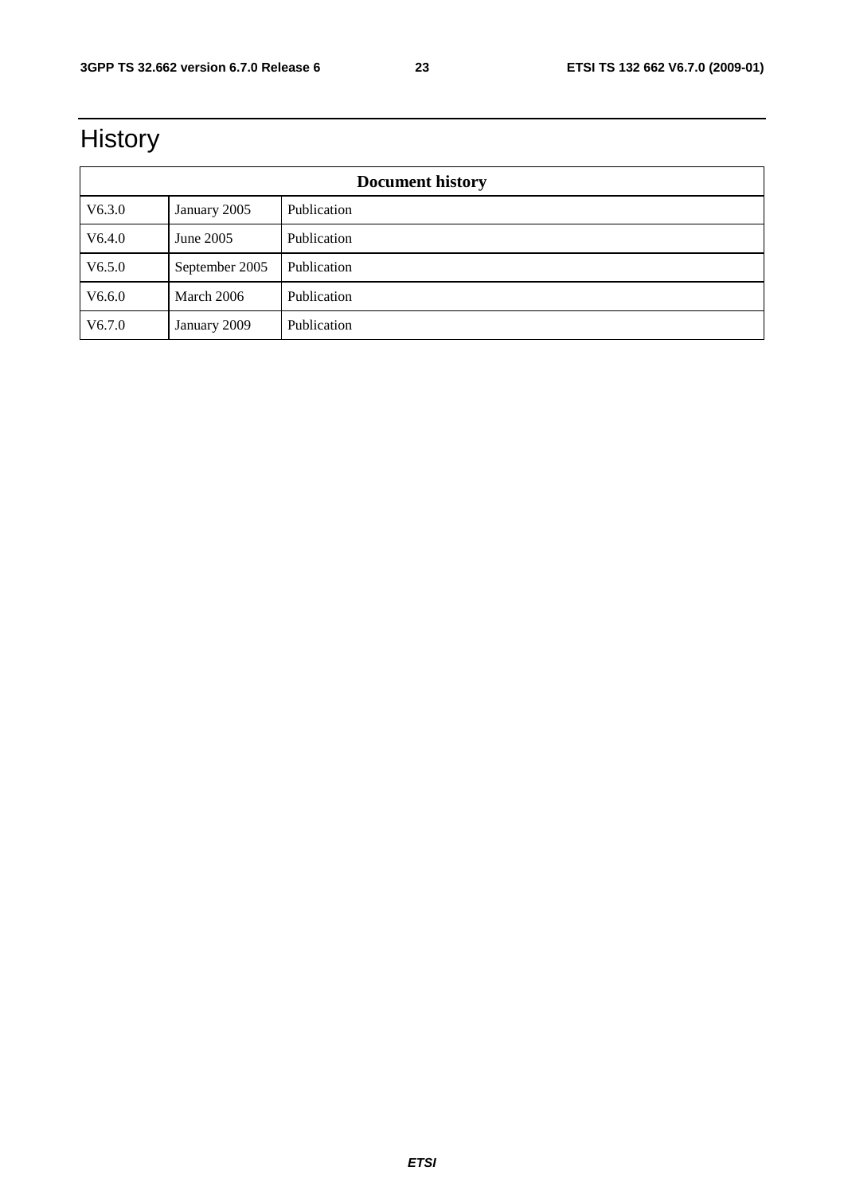# History

| Document history | | |
|---|---|---|
| V6.3.0 | January 2005 | Publication |
| V6.4.0 | June 2005 | Publication |
| V6.5.0 | September 2005 | Publication |
| V6.6.0 | March 2006 | Publication |
| V6.7.0 | January 2009 | Publication |